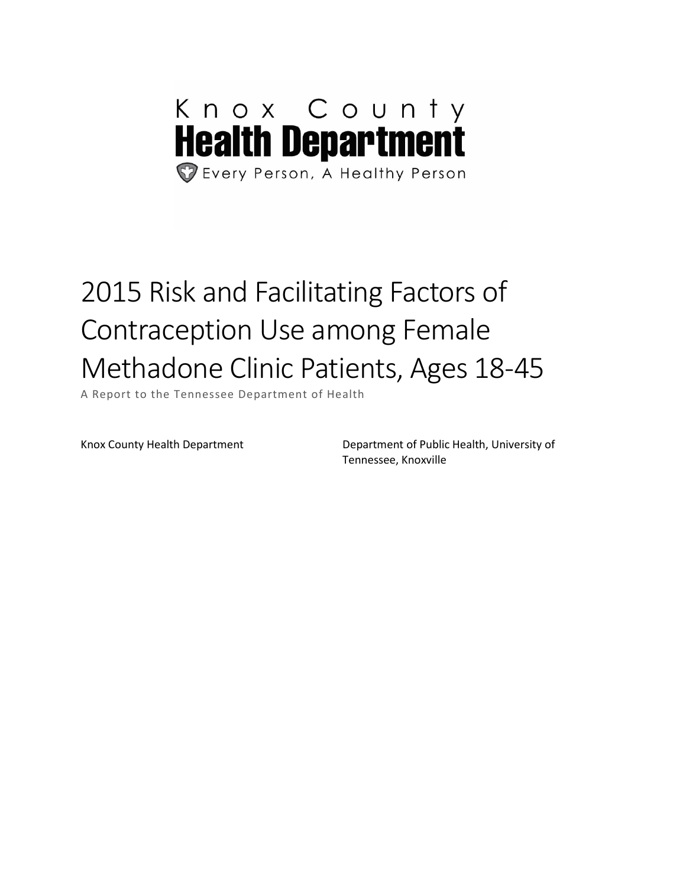Knox County

**Health Department**

Every Person, A Healthy Person

# 2015 Risk and Facilitating Factors of Contraception Use among Female Methadone Clinic Patients, Ages 18-45

A Report to the Tennessee Department of Health

Knox County Health Department

Department of Public Health, University of Tennessee, Knoxville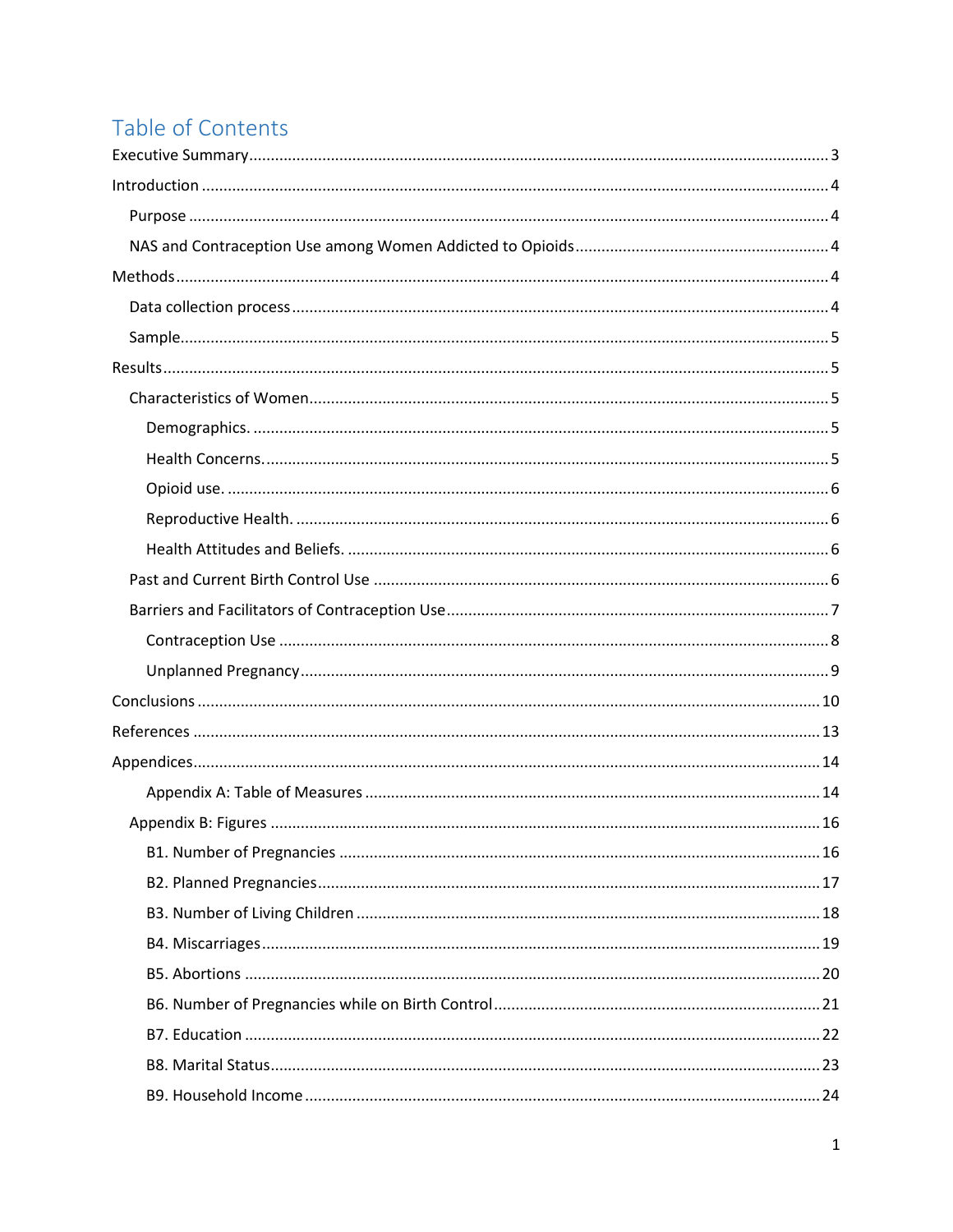# Table of Contents

Executive Summary ........................................................................................................................ 3

Introduction ................................................................................................................................... 4

- Purpose ...................................................................................................................................... 4
- NAS and Contraception Use among Women Addicted to Opioids ........................................... 4

Methods ......................................................................................................................................... 4

- Data collection process ............................................................................................................. 4
- Sample ....................................................................................................................................... 5

Results ............................................................................................................................................ 5

- Characteristics of Women .......................................................................................................... 5
  - Demographics. ...................................................................................................................... 5
  - Health Concerns. ................................................................................................................... 5
  - Opioid use. ............................................................................................................................ 6
  - Reproductive Health. ............................................................................................................ 6
  - Health Attitudes and Beliefs. ................................................................................................ 6
- Past and Current Birth Control Use ........................................................................................... 6
- Barriers and Facilitators of Contraception Use ......................................................................... 7
  - Contraception Use ................................................................................................................ 8
  - Unplanned Pregnancy ........................................................................................................... 9

Conclusions ................................................................................................................................... 10

References .................................................................................................................................... 13

Appendices .................................................................................................................................... 14

- Appendix A: Table of Measures ............................................................................................ 14
- Appendix B: Figures ................................................................................................................. 16
  - B1. Number of Pregnancies ................................................................................................. 16
  - B2. Planned Pregnancies ...................................................................................................... 17
  - B3. Number of Living Children ............................................................................................. 18
  - B4. Miscarriages ................................................................................................................... 19
  - B5. Abortions ....................................................................................................................... 20
  - B6. Number of Pregnancies while on Birth Control ............................................................. 21
  - B7. Education ....................................................................................................................... 22
  - B8. Marital Status ................................................................................................................. 23
  - B9. Household Income ......................................................................................................... 24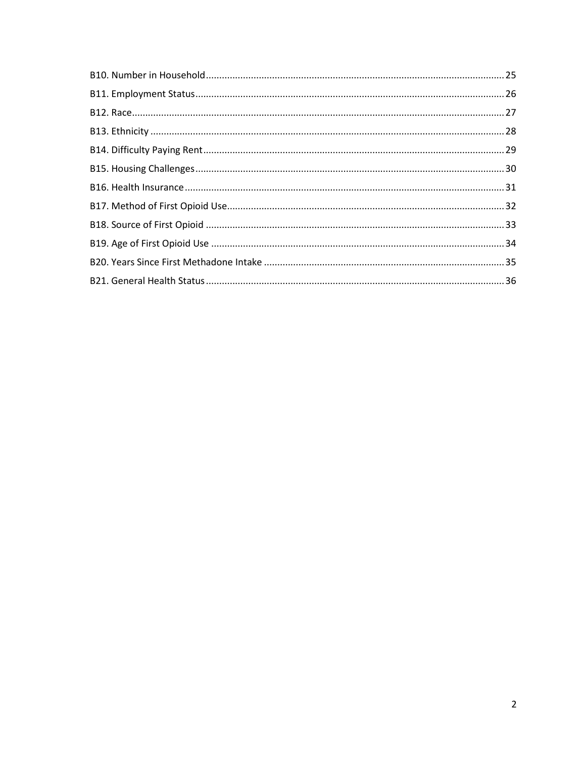B10. Number in Household ........................................................................................................ 25

B11. Employment Status ........................................................................................................ 26

B12. Race ........................................................................................................ 27

B13. Ethnicity ........................................................................................................ 28

B14. Difficulty Paying Rent ........................................................................................................ 29

B15. Housing Challenges ........................................................................................................ 30

B16. Health Insurance ........................................................................................................ 31

B17. Method of First Opioid Use ........................................................................................................ 32

B18. Source of First Opioid ........................................................................................................ 33

B19. Age of First Opioid Use ........................................................................................................ 34

B20. Years Since First Methadone Intake ........................................................................................................ 35

B21. General Health Status ........................................................................................................ 36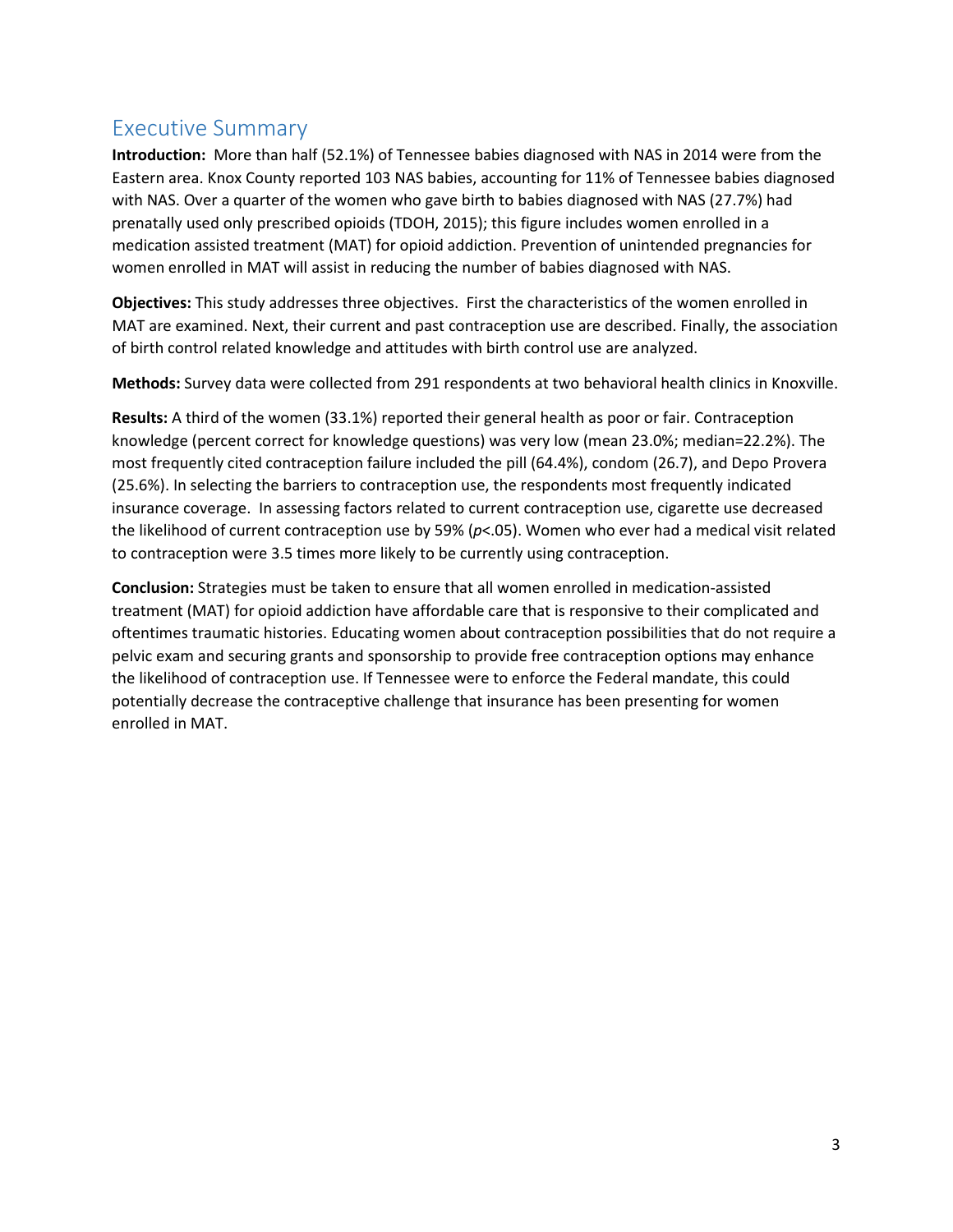## Executive Summary

**Introduction:** More than half (52.1%) of Tennessee babies diagnosed with NAS in 2014 were from the Eastern area. Knox County reported 103 NAS babies, accounting for 11% of Tennessee babies diagnosed with NAS. Over a quarter of the women who gave birth to babies diagnosed with NAS (27.7%) had prenatally used only prescribed opioids (TDOH, 2015); this figure includes women enrolled in a medication assisted treatment (MAT) for opioid addiction. Prevention of unintended pregnancies for women enrolled in MAT will assist in reducing the number of babies diagnosed with NAS.

**Objectives:** This study addresses three objectives. First the characteristics of the women enrolled in MAT are examined. Next, their current and past contraception use are described. Finally, the association of birth control related knowledge and attitudes with birth control use are analyzed.

**Methods:** Survey data were collected from 291 respondents at two behavioral health clinics in Knoxville.

**Results:** A third of the women (33.1%) reported their general health as poor or fair. Contraception knowledge (percent correct for knowledge questions) was very low (mean 23.0%; median=22.2%). The most frequently cited contraception failure included the pill (64.4%), condom (26.7), and Depo Provera (25.6%). In selecting the barriers to contraception use, the respondents most frequently indicated insurance coverage. In assessing factors related to current contraception use, cigarette use decreased the likelihood of current contraception use by 59% ($p$<.05). Women who ever had a medical visit related to contraception were 3.5 times more likely to be currently using contraception.

**Conclusion:** Strategies must be taken to ensure that all women enrolled in medication-assisted treatment (MAT) for opioid addiction have affordable care that is responsive to their complicated and oftentimes traumatic histories. Educating women about contraception possibilities that do not require a pelvic exam and securing grants and sponsorship to provide free contraception options may enhance the likelihood of contraception use. If Tennessee were to enforce the Federal mandate, this could potentially decrease the contraceptive challenge that insurance has been presenting for women enrolled in MAT.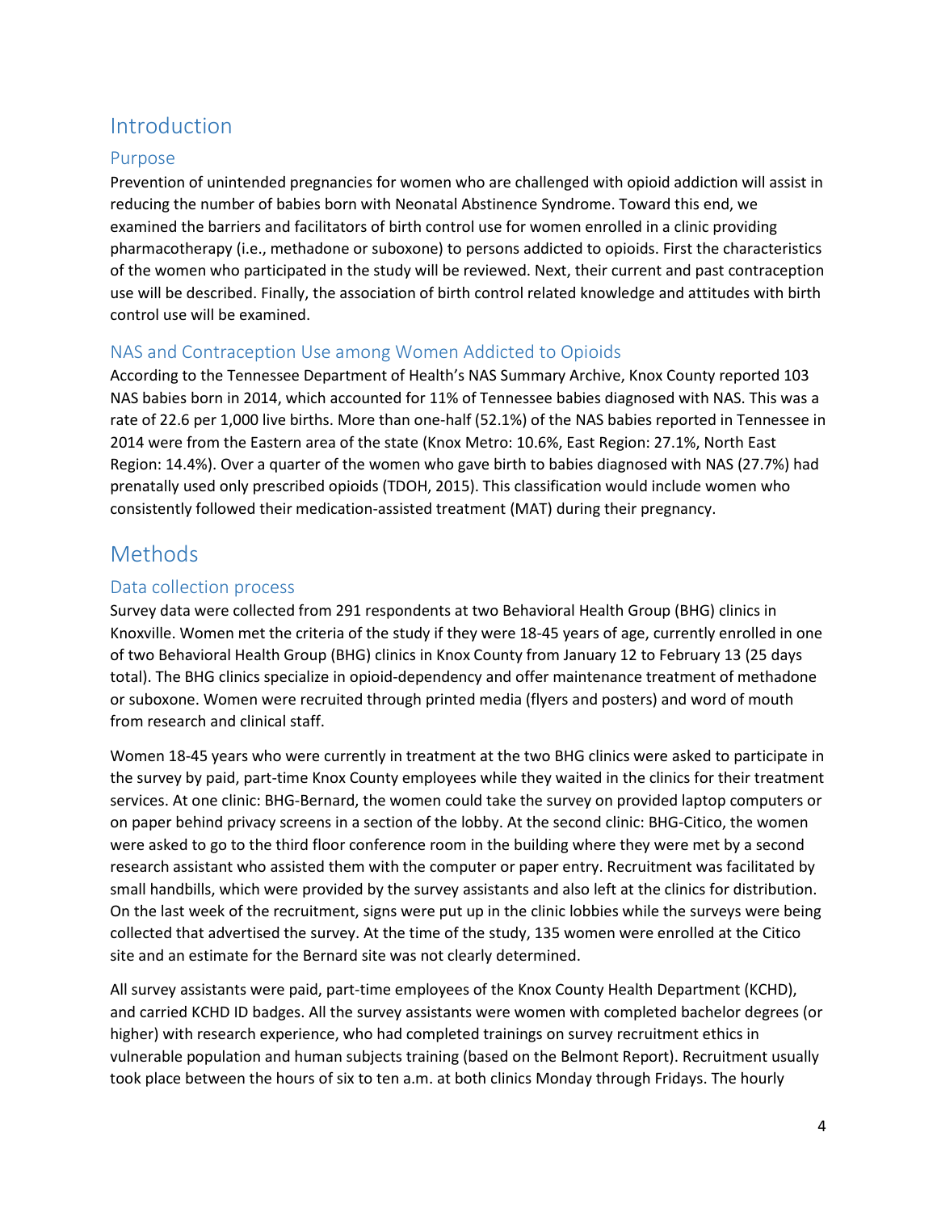# Introduction

## Purpose

Prevention of unintended pregnancies for women who are challenged with opioid addiction will assist in reducing the number of babies born with Neonatal Abstinence Syndrome. Toward this end, we examined the barriers and facilitators of birth control use for women enrolled in a clinic providing pharmacotherapy (i.e., methadone or suboxone) to persons addicted to opioids. First the characteristics of the women who participated in the study will be reviewed. Next, their current and past contraception use will be described. Finally, the association of birth control related knowledge and attitudes with birth control use will be examined.

## NAS and Contraception Use among Women Addicted to Opioids

According to the Tennessee Department of Health's NAS Summary Archive, Knox County reported 103 NAS babies born in 2014, which accounted for 11% of Tennessee babies diagnosed with NAS. This was a rate of 22.6 per 1,000 live births. More than one-half (52.1%) of the NAS babies reported in Tennessee in 2014 were from the Eastern area of the state (Knox Metro: 10.6%, East Region: 27.1%, North East Region: 14.4%). Over a quarter of the women who gave birth to babies diagnosed with NAS (27.7%) had prenatally used only prescribed opioids (TDOH, 2015). This classification would include women who consistently followed their medication-assisted treatment (MAT) during their pregnancy.

# Methods

## Data collection process

Survey data were collected from 291 respondents at two Behavioral Health Group (BHG) clinics in Knoxville. Women met the criteria of the study if they were 18-45 years of age, currently enrolled in one of two Behavioral Health Group (BHG) clinics in Knox County from January 12 to February 13 (25 days total). The BHG clinics specialize in opioid-dependency and offer maintenance treatment of methadone or suboxone. Women were recruited through printed media (flyers and posters) and word of mouth from research and clinical staff.

Women 18-45 years who were currently in treatment at the two BHG clinics were asked to participate in the survey by paid, part-time Knox County employees while they waited in the clinics for their treatment services. At one clinic: BHG-Bernard, the women could take the survey on provided laptop computers or on paper behind privacy screens in a section of the lobby. At the second clinic: BHG-Citico, the women were asked to go to the third floor conference room in the building where they were met by a second research assistant who assisted them with the computer or paper entry. Recruitment was facilitated by small handbills, which were provided by the survey assistants and also left at the clinics for distribution. On the last week of the recruitment, signs were put up in the clinic lobbies while the surveys were being collected that advertised the survey. At the time of the study, 135 women were enrolled at the Citico site and an estimate for the Bernard site was not clearly determined.

All survey assistants were paid, part-time employees of the Knox County Health Department (KCHD), and carried KCHD ID badges. All the survey assistants were women with completed bachelor degrees (or higher) with research experience, who had completed trainings on survey recruitment ethics in vulnerable population and human subjects training (based on the Belmont Report). Recruitment usually took place between the hours of six to ten a.m. at both clinics Monday through Fridays. The hourly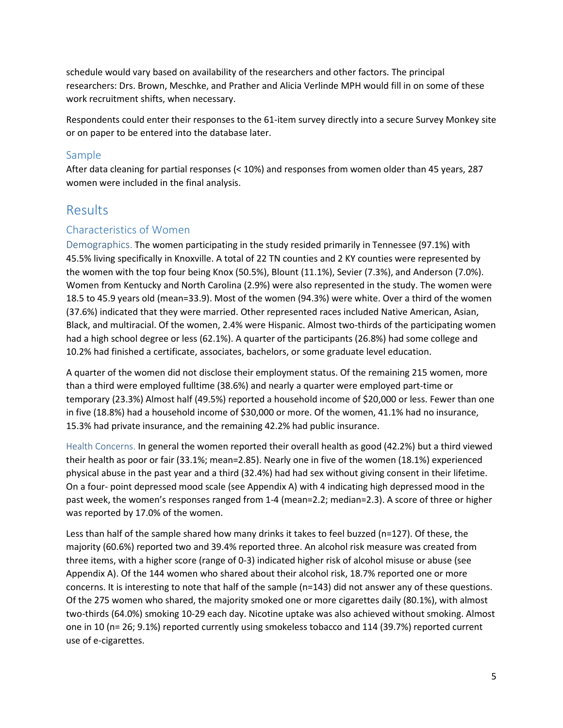schedule would vary based on availability of the researchers and other factors. The principal researchers: Drs. Brown, Meschke, and Prather and Alicia Verlinde MPH would fill in on some of these work recruitment shifts, when necessary.

Respondents could enter their responses to the 61-item survey directly into a secure Survey Monkey site or on paper to be entered into the database later.

### Sample

After data cleaning for partial responses (< 10%) and responses from women older than 45 years, 287 women were included in the final analysis.

## Results

### Characteristics of Women

Demographics. The women participating in the study resided primarily in Tennessee (97.1%) with 45.5% living specifically in Knoxville. A total of 22 TN counties and 2 KY counties were represented by the women with the top four being Knox (50.5%), Blount (11.1%), Sevier (7.3%), and Anderson (7.0%). Women from Kentucky and North Carolina (2.9%) were also represented in the study. The women were 18.5 to 45.9 years old (mean=33.9). Most of the women (94.3%) were white. Over a third of the women (37.6%) indicated that they were married. Other represented races included Native American, Asian, Black, and multiracial. Of the women, 2.4% were Hispanic. Almost two-thirds of the participating women had a high school degree or less (62.1%). A quarter of the participants (26.8%) had some college and 10.2% had finished a certificate, associates, bachelors, or some graduate level education.

A quarter of the women did not disclose their employment status. Of the remaining 215 women, more than a third were employed fulltime (38.6%) and nearly a quarter were employed part-time or temporary (23.3%) Almost half (49.5%) reported a household income of $20,000 or less. Fewer than one in five (18.8%) had a household income of $30,000 or more. Of the women, 41.1% had no insurance, 15.3% had private insurance, and the remaining 42.2% had public insurance.

Health Concerns. In general the women reported their overall health as good (42.2%) but a third viewed their health as poor or fair (33.1%; mean=2.85). Nearly one in five of the women (18.1%) experienced physical abuse in the past year and a third (32.4%) had had sex without giving consent in their lifetime. On a four- point depressed mood scale (see Appendix A) with 4 indicating high depressed mood in the past week, the women's responses ranged from 1-4 (mean=2.2; median=2.3). A score of three or higher was reported by 17.0% of the women.

Less than half of the sample shared how many drinks it takes to feel buzzed (n=127). Of these, the majority (60.6%) reported two and 39.4% reported three. An alcohol risk measure was created from three items, with a higher score (range of 0-3) indicated higher risk of alcohol misuse or abuse (see Appendix A). Of the 144 women who shared about their alcohol risk, 18.7% reported one or more concerns. It is interesting to note that half of the sample (n=143) did not answer any of these questions. Of the 275 women who shared, the majority smoked one or more cigarettes daily (80.1%), with almost two-thirds (64.0%) smoking 10-29 each day. Nicotine uptake was also achieved without smoking. Almost one in 10 (n= 26; 9.1%) reported currently using smokeless tobacco and 114 (39.7%) reported current use of e-cigarettes.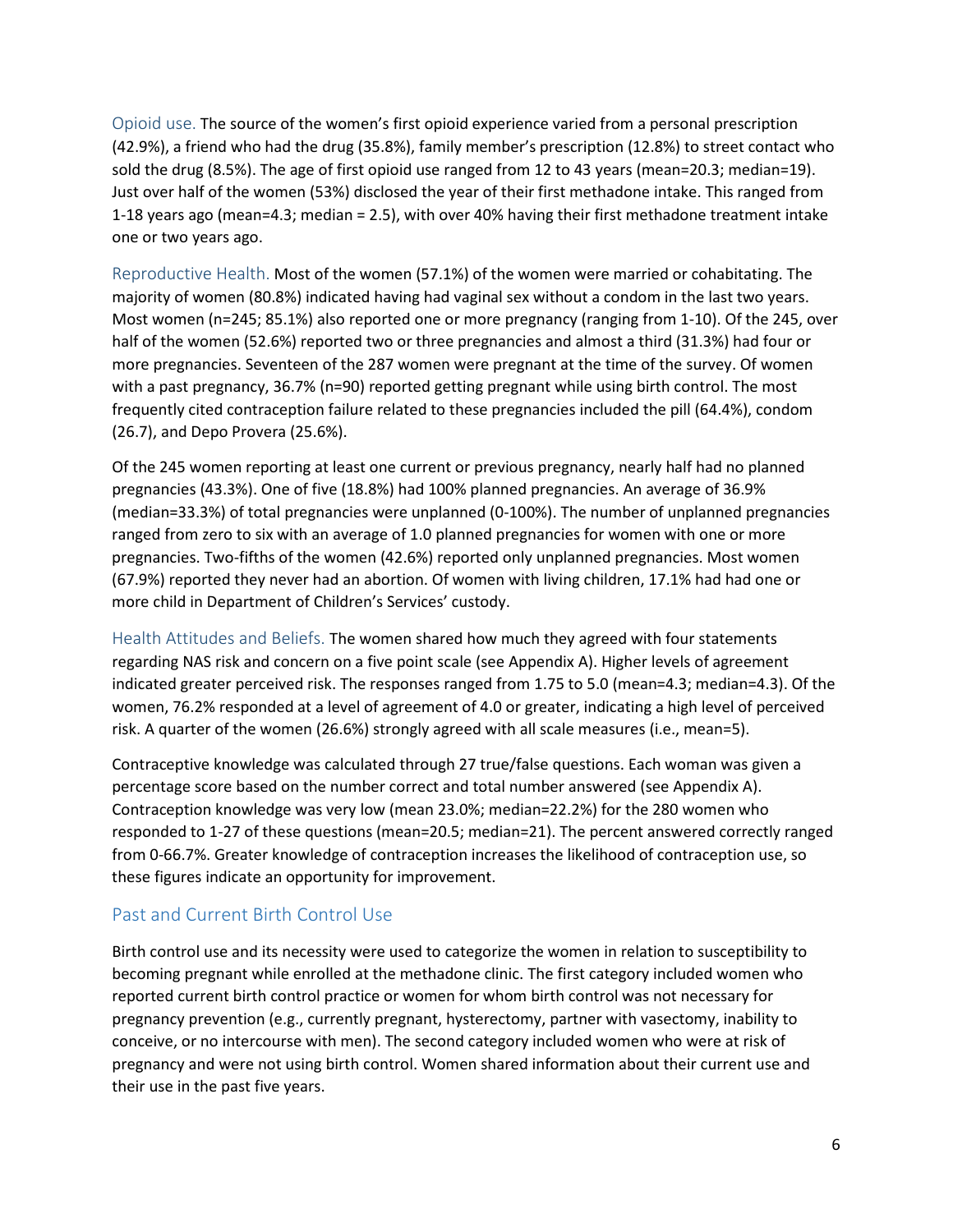Opioid use. The source of the women's first opioid experience varied from a personal prescription (42.9%), a friend who had the drug (35.8%), family member's prescription (12.8%) to street contact who sold the drug (8.5%). The age of first opioid use ranged from 12 to 43 years (mean=20.3; median=19). Just over half of the women (53%) disclosed the year of their first methadone intake. This ranged from 1-18 years ago (mean=4.3; median = 2.5), with over 40% having their first methadone treatment intake one or two years ago.

Reproductive Health. Most of the women (57.1%) of the women were married or cohabitating. The majority of women (80.8%) indicated having had vaginal sex without a condom in the last two years. Most women (n=245; 85.1%) also reported one or more pregnancy (ranging from 1-10). Of the 245, over half of the women (52.6%) reported two or three pregnancies and almost a third (31.3%) had four or more pregnancies. Seventeen of the 287 women were pregnant at the time of the survey. Of women with a past pregnancy, 36.7% (n=90) reported getting pregnant while using birth control. The most frequently cited contraception failure related to these pregnancies included the pill (64.4%), condom (26.7), and Depo Provera (25.6%).

Of the 245 women reporting at least one current or previous pregnancy, nearly half had no planned pregnancies (43.3%). One of five (18.8%) had 100% planned pregnancies. An average of 36.9% (median=33.3%) of total pregnancies were unplanned (0-100%). The number of unplanned pregnancies ranged from zero to six with an average of 1.0 planned pregnancies for women with one or more pregnancies. Two-fifths of the women (42.6%) reported only unplanned pregnancies. Most women (67.9%) reported they never had an abortion. Of women with living children, 17.1% had had one or more child in Department of Children's Services' custody.

Health Attitudes and Beliefs. The women shared how much they agreed with four statements regarding NAS risk and concern on a five point scale (see Appendix A). Higher levels of agreement indicated greater perceived risk. The responses ranged from 1.75 to 5.0 (mean=4.3; median=4.3). Of the women, 76.2% responded at a level of agreement of 4.0 or greater, indicating a high level of perceived risk. A quarter of the women (26.6%) strongly agreed with all scale measures (i.e., mean=5).

Contraceptive knowledge was calculated through 27 true/false questions. Each woman was given a percentage score based on the number correct and total number answered (see Appendix A). Contraception knowledge was very low (mean 23.0%; median=22.2%) for the 280 women who responded to 1-27 of these questions (mean=20.5; median=21). The percent answered correctly ranged from 0-66.7%. Greater knowledge of contraception increases the likelihood of contraception use, so these figures indicate an opportunity for improvement.

## Past and Current Birth Control Use

Birth control use and its necessity were used to categorize the women in relation to susceptibility to becoming pregnant while enrolled at the methadone clinic. The first category included women who reported current birth control practice or women for whom birth control was not necessary for pregnancy prevention (e.g., currently pregnant, hysterectomy, partner with vasectomy, inability to conceive, or no intercourse with men). The second category included women who were at risk of pregnancy and were not using birth control. Women shared information about their current use and their use in the past five years.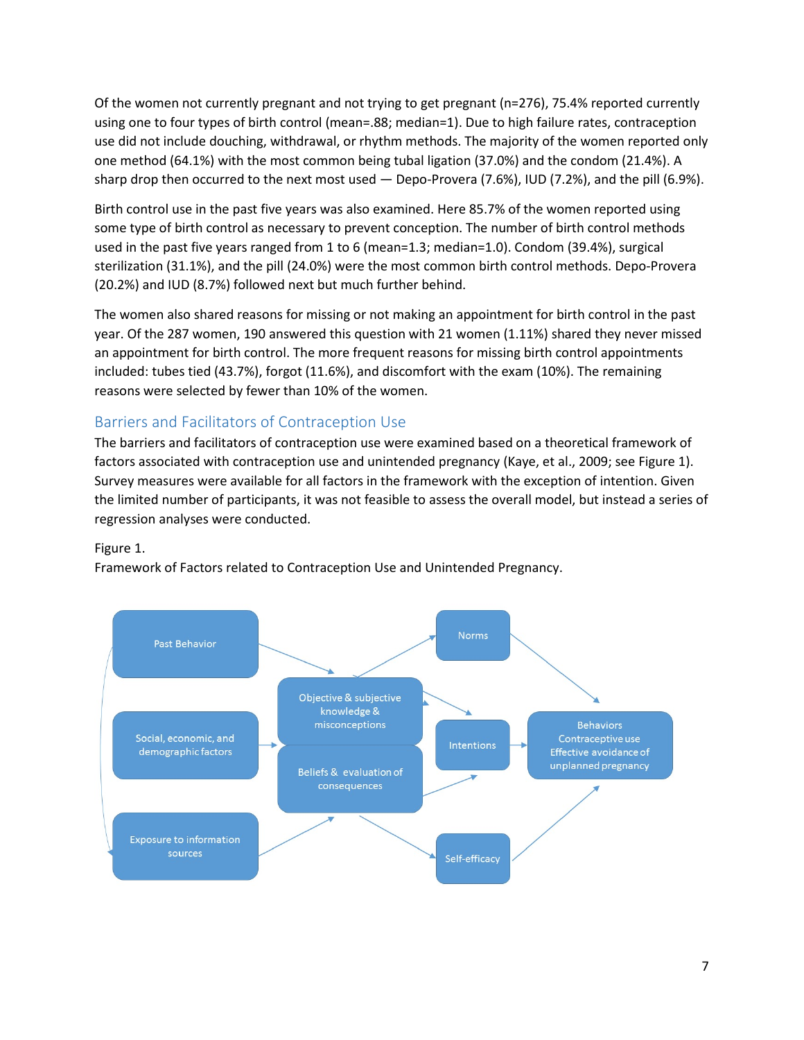Of the women not currently pregnant and not trying to get pregnant (n=276), 75.4% reported currently using one to four types of birth control (mean=.88; median=1). Due to high failure rates, contraception use did not include douching, withdrawal, or rhythm methods. The majority of the women reported only one method (64.1%) with the most common being tubal ligation (37.0%) and the condom (21.4%). A sharp drop then occurred to the next most used — Depo-Provera (7.6%), IUD (7.2%), and the pill (6.9%).

Birth control use in the past five years was also examined. Here 85.7% of the women reported using some type of birth control as necessary to prevent conception. The number of birth control methods used in the past five years ranged from 1 to 6 (mean=1.3; median=1.0). Condom (39.4%), surgical sterilization (31.1%), and the pill (24.0%) were the most common birth control methods. Depo-Provera (20.2%) and IUD (8.7%) followed next but much further behind.

The women also shared reasons for missing or not making an appointment for birth control in the past year. Of the 287 women, 190 answered this question with 21 women (1.11%) shared they never missed an appointment for birth control. The more frequent reasons for missing birth control appointments included: tubes tied (43.7%), forgot (11.6%), and discomfort with the exam (10%). The remaining reasons were selected by fewer than 10% of the women.

## Barriers and Facilitators of Contraception Use

The barriers and facilitators of contraception use were examined based on a theoretical framework of factors associated with contraception use and unintended pregnancy (Kaye, et al., 2009; see Figure 1). Survey measures were available for all factors in the framework with the exception of intention. Given the limited number of participants, it was not feasible to assess the overall model, but instead a series of regression analyses were conducted.

Figure 1.
Framework of Factors related to Contraception Use and Unintended Pregnancy.

Past Behavior

Social, economic, and demographic factors

Exposure to information sources

Objective & subjective knowledge & misconceptions

Beliefs & evaluation of consequences

Norms

Intentions

Self-efficacy

Behaviors Contraceptive use Effective avoidance of unplanned pregnancy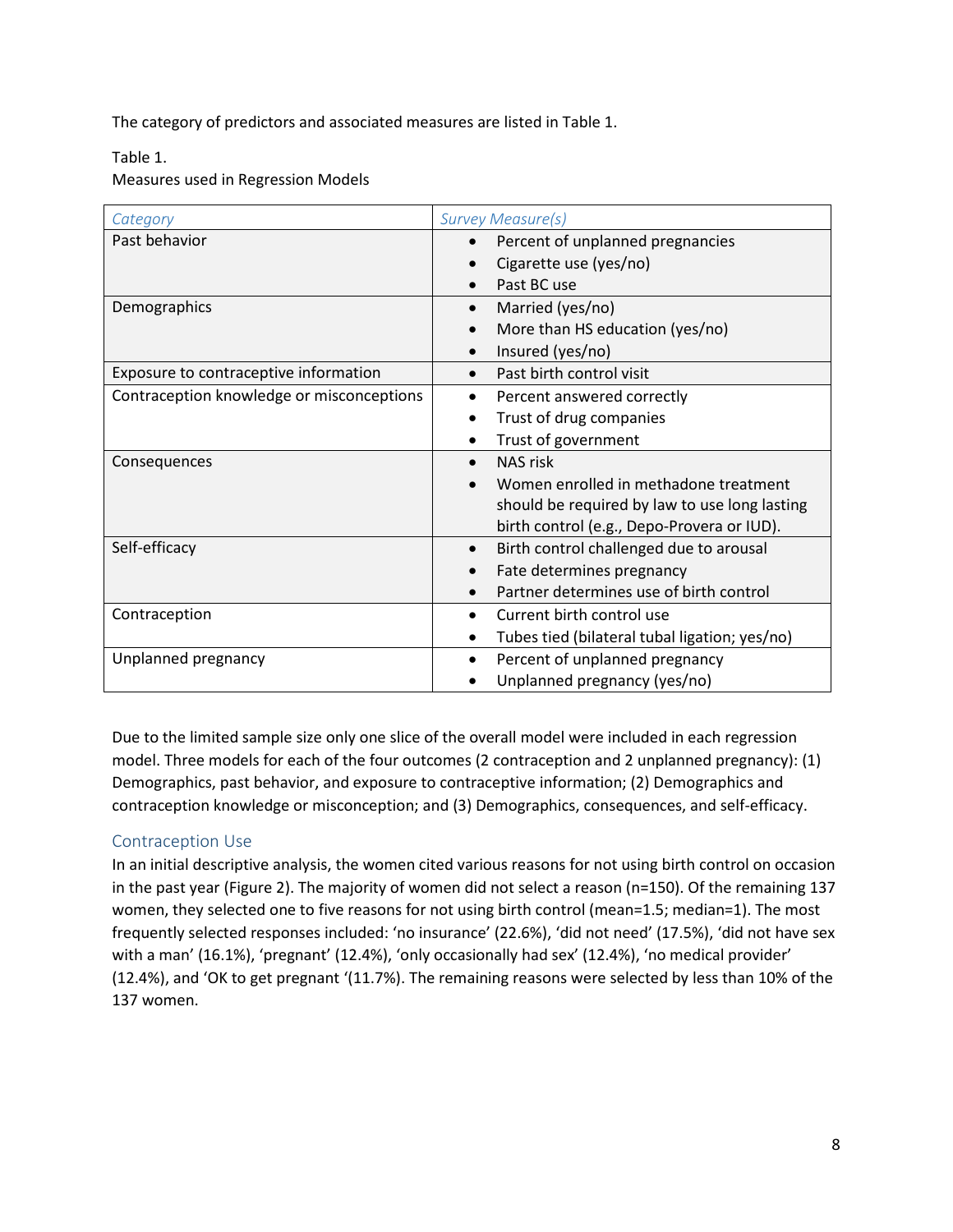The category of predictors and associated measures are listed in Table 1.

Table 1.
Measures used in Regression Models

| *Category* | *Survey Measure(s)* |
|---|---|
| Past behavior | • Percent of unplanned pregnancies<br>• Cigarette use (yes/no)<br>• Past BC use |
| Demographics | • Married (yes/no)<br>• More than HS education (yes/no)<br>• Insured (yes/no) |
| Exposure to contraceptive information | • Past birth control visit |
| Contraception knowledge or misconceptions | • Percent answered correctly<br>• Trust of drug companies<br>• Trust of government |
| Consequences | • NAS risk<br>• Women enrolled in methadone treatment should be required by law to use long lasting birth control (e.g., Depo-Provera or IUD). |
| Self-efficacy | • Birth control challenged due to arousal<br>• Fate determines pregnancy<br>• Partner determines use of birth control |
| Contraception | • Current birth control use<br>• Tubes tied (bilateral tubal ligation; yes/no) |
| Unplanned pregnancy | • Percent of unplanned pregnancy<br>• Unplanned pregnancy (yes/no) |

Due to the limited sample size only one slice of the overall model were included in each regression model. Three models for each of the four outcomes (2 contraception and 2 unplanned pregnancy): (1) Demographics, past behavior, and exposure to contraceptive information; (2) Demographics and contraception knowledge or misconception; and (3) Demographics, consequences, and self-efficacy.

## Contraception Use

In an initial descriptive analysis, the women cited various reasons for not using birth control on occasion in the past year (Figure 2). The majority of women did not select a reason (n=150). Of the remaining 137 women, they selected one to five reasons for not using birth control (mean=1.5; median=1). The most frequently selected responses included: 'no insurance' (22.6%), 'did not need' (17.5%), 'did not have sex with a man' (16.1%), 'pregnant' (12.4%), 'only occasionally had sex' (12.4%), 'no medical provider' (12.4%), and 'OK to get pregnant '(11.7%). The remaining reasons were selected by less than 10% of the 137 women.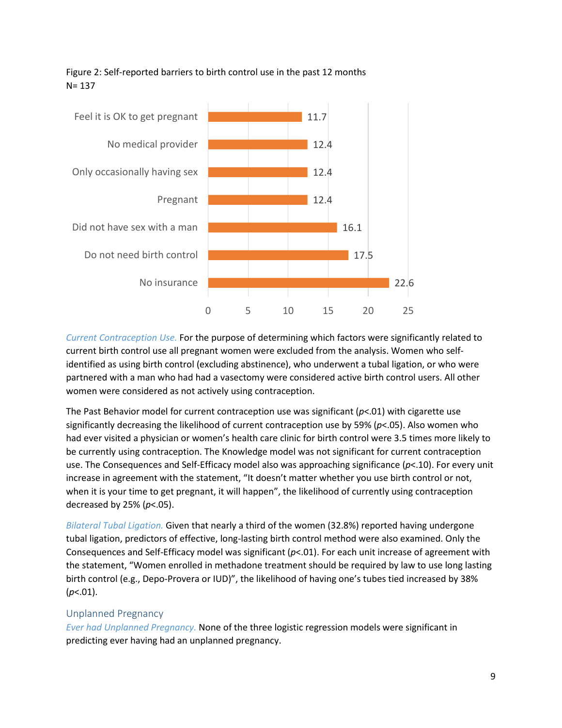Figure 2: Self-reported barriers to birth control use in the past 12 months
N= 137

| Barrier | % |
|---|---|
| Feel it is OK to get pregnant | 11.7 |
| No medical provider | 12.4 |
| Only occasionally having sex | 12.4 |
| Pregnant | 12.4 |
| Did not have sex with a man | 16.1 |
| Do not need birth control | 17.5 |
| No insurance | 22.6 |

*Current Contraception Use.* For the purpose of determining which factors were significantly related to current birth control use all pregnant women were excluded from the analysis. Women who self-identified as using birth control (excluding abstinence), who underwent a tubal ligation, or who were partnered with a man who had had a vasectomy were considered active birth control users. All other women were considered as not actively using contraception.

The Past Behavior model for current contraception use was significant ($p<.01$) with cigarette use significantly decreasing the likelihood of current contraception use by 59% ($p<.05$). Also women who had ever visited a physician or women's health care clinic for birth control were 3.5 times more likely to be currently using contraception. The Knowledge model was not significant for current contraception use. The Consequences and Self-Efficacy model also was approaching significance ($p<.10$). For every unit increase in agreement with the statement, "It doesn't matter whether you use birth control or not, when it is your time to get pregnant, it will happen", the likelihood of currently using contraception decreased by 25% ($p<.05$).

*Bilateral Tubal Ligation.* Given that nearly a third of the women (32.8%) reported having undergone tubal ligation, predictors of effective, long-lasting birth control method were also examined. Only the Consequences and Self-Efficacy model was significant ($p<.01$). For each unit increase of agreement with the statement, "Women enrolled in methadone treatment should be required by law to use long lasting birth control (e.g., Depo-Provera or IUD)", the likelihood of having one's tubes tied increased by 38% ($p<.01$).

## Unplanned Pregnancy

*Ever had Unplanned Pregnancy.* None of the three logistic regression models were significant in predicting ever having had an unplanned pregnancy.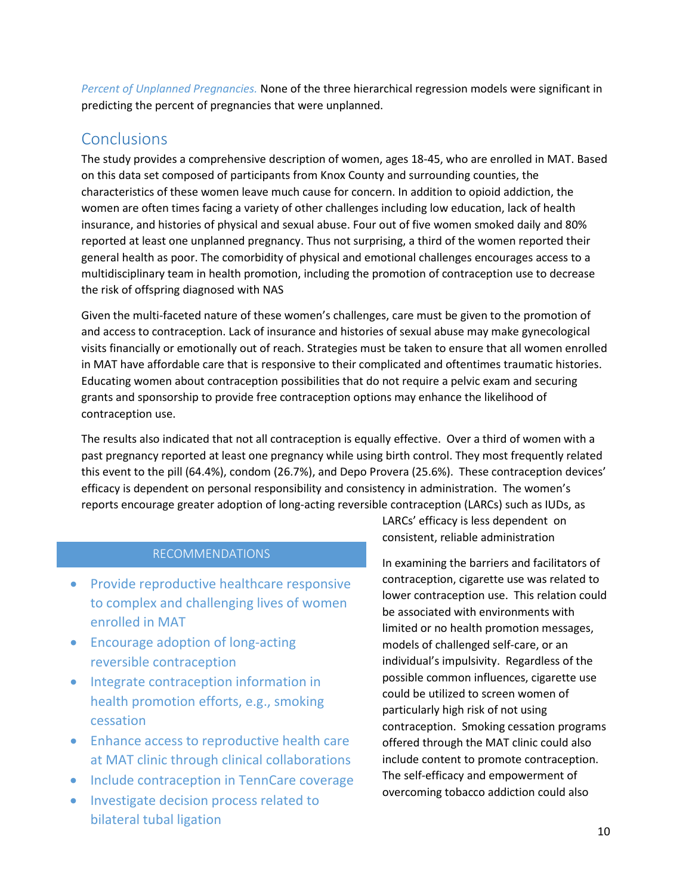*Percent of Unplanned Pregnancies.* None of the three hierarchical regression models were significant in predicting the percent of pregnancies that were unplanned.

## Conclusions

The study provides a comprehensive description of women, ages 18-45, who are enrolled in MAT. Based on this data set composed of participants from Knox County and surrounding counties, the characteristics of these women leave much cause for concern. In addition to opioid addiction, the women are often times facing a variety of other challenges including low education, lack of health insurance, and histories of physical and sexual abuse. Four out of five women smoked daily and 80% reported at least one unplanned pregnancy. Thus not surprising, a third of the women reported their general health as poor. The comorbidity of physical and emotional challenges encourages access to a multidisciplinary team in health promotion, including the promotion of contraception use to decrease the risk of offspring diagnosed with NAS

Given the multi-faceted nature of these women's challenges, care must be given to the promotion of and access to contraception. Lack of insurance and histories of sexual abuse may make gynecological visits financially or emotionally out of reach. Strategies must be taken to ensure that all women enrolled in MAT have affordable care that is responsive to their complicated and oftentimes traumatic histories. Educating women about contraception possibilities that do not require a pelvic exam and securing grants and sponsorship to provide free contraception options may enhance the likelihood of contraception use.

The results also indicated that not all contraception is equally effective. Over a third of women with a past pregnancy reported at least one pregnancy while using birth control. They most frequently related this event to the pill (64.4%), condom (26.7%), and Depo Provera (25.6%). These contraception devices' efficacy is dependent on personal responsibility and consistency in administration. The women's reports encourage greater adoption of long-acting reversible contraception (LARCs) such as IUDs, as LARCs' efficacy is less dependent on consistent, reliable administration

In examining the barriers and facilitators of contraception, cigarette use was related to lower contraception use. This relation could be associated with environments with limited or no health promotion messages, models of challenged self-care, or an individual's impulsivity. Regardless of the possible common influences, cigarette use could be utilized to screen women of particularly high risk of not using contraception. Smoking cessation programs offered through the MAT clinic could also include content to promote contraception. The self-efficacy and empowerment of overcoming tobacco addiction could also

### RECOMMENDATIONS

- Provide reproductive healthcare responsive to complex and challenging lives of women enrolled in MAT
- Encourage adoption of long-acting reversible contraception
- Integrate contraception information in health promotion efforts, e.g., smoking cessation
- Enhance access to reproductive health care at MAT clinic through clinical collaborations
- Include contraception in TennCare coverage
- Investigate decision process related to bilateral tubal ligation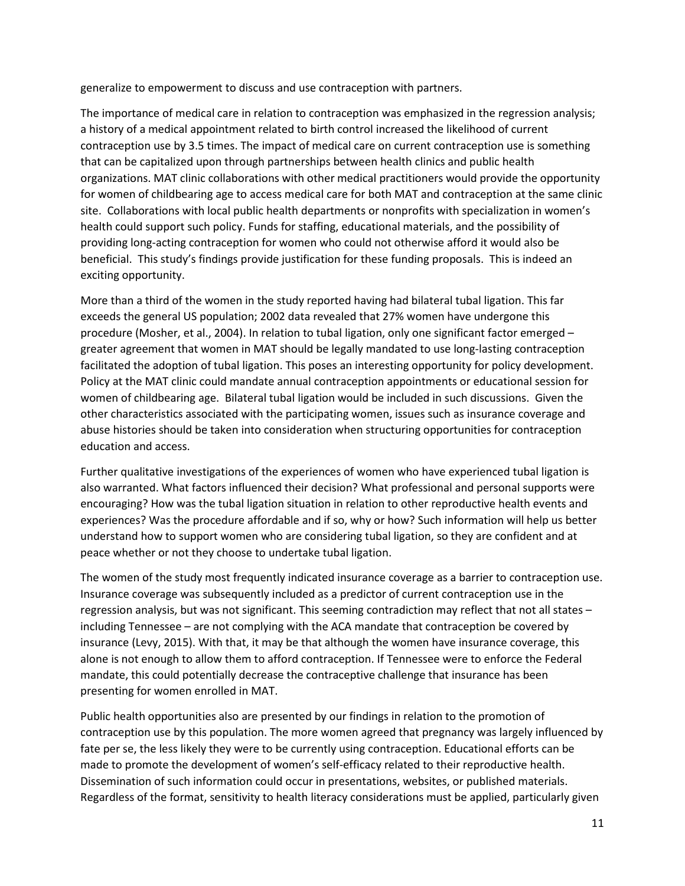generalize to empowerment to discuss and use contraception with partners.

The importance of medical care in relation to contraception was emphasized in the regression analysis; a history of a medical appointment related to birth control increased the likelihood of current contraception use by 3.5 times. The impact of medical care on current contraception use is something that can be capitalized upon through partnerships between health clinics and public health organizations. MAT clinic collaborations with other medical practitioners would provide the opportunity for women of childbearing age to access medical care for both MAT and contraception at the same clinic site. Collaborations with local public health departments or nonprofits with specialization in women's health could support such policy. Funds for staffing, educational materials, and the possibility of providing long-acting contraception for women who could not otherwise afford it would also be beneficial. This study's findings provide justification for these funding proposals. This is indeed an exciting opportunity.

More than a third of the women in the study reported having had bilateral tubal ligation. This far exceeds the general US population; 2002 data revealed that 27% women have undergone this procedure (Mosher, et al., 2004). In relation to tubal ligation, only one significant factor emerged – greater agreement that women in MAT should be legally mandated to use long-lasting contraception facilitated the adoption of tubal ligation. This poses an interesting opportunity for policy development. Policy at the MAT clinic could mandate annual contraception appointments or educational session for women of childbearing age. Bilateral tubal ligation would be included in such discussions. Given the other characteristics associated with the participating women, issues such as insurance coverage and abuse histories should be taken into consideration when structuring opportunities for contraception education and access.

Further qualitative investigations of the experiences of women who have experienced tubal ligation is also warranted. What factors influenced their decision? What professional and personal supports were encouraging? How was the tubal ligation situation in relation to other reproductive health events and experiences? Was the procedure affordable and if so, why or how? Such information will help us better understand how to support women who are considering tubal ligation, so they are confident and at peace whether or not they choose to undertake tubal ligation.

The women of the study most frequently indicated insurance coverage as a barrier to contraception use. Insurance coverage was subsequently included as a predictor of current contraception use in the regression analysis, but was not significant. This seeming contradiction may reflect that not all states – including Tennessee – are not complying with the ACA mandate that contraception be covered by insurance (Levy, 2015). With that, it may be that although the women have insurance coverage, this alone is not enough to allow them to afford contraception. If Tennessee were to enforce the Federal mandate, this could potentially decrease the contraceptive challenge that insurance has been presenting for women enrolled in MAT.

Public health opportunities also are presented by our findings in relation to the promotion of contraception use by this population. The more women agreed that pregnancy was largely influenced by fate per se, the less likely they were to be currently using contraception. Educational efforts can be made to promote the development of women's self-efficacy related to their reproductive health. Dissemination of such information could occur in presentations, websites, or published materials. Regardless of the format, sensitivity to health literacy considerations must be applied, particularly given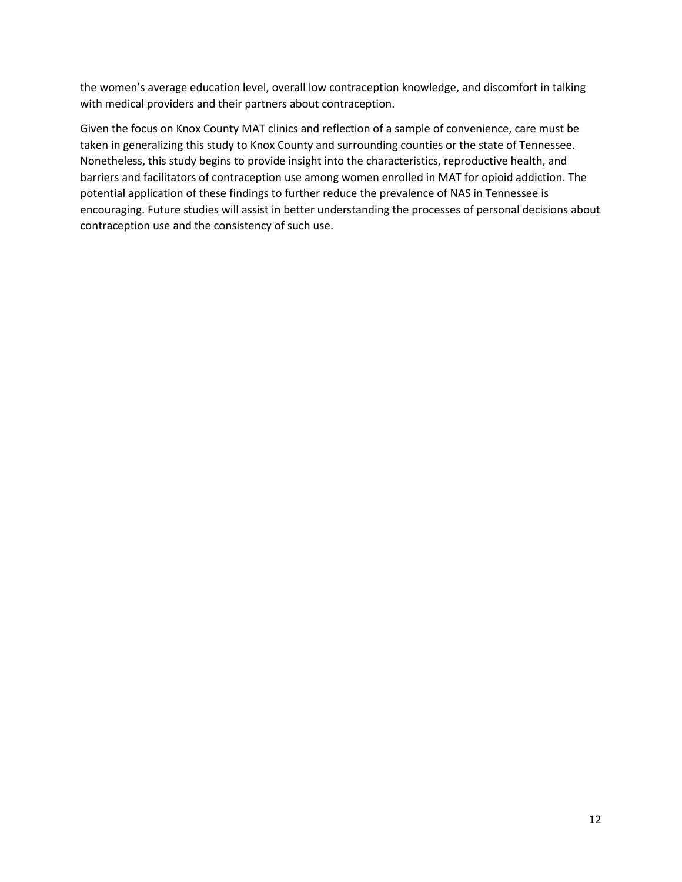the women’s average education level, overall low contraception knowledge, and discomfort in talking with medical providers and their partners about contraception.

Given the focus on Knox County MAT clinics and reflection of a sample of convenience, care must be taken in generalizing this study to Knox County and surrounding counties or the state of Tennessee. Nonetheless, this study begins to provide insight into the characteristics, reproductive health, and barriers and facilitators of contraception use among women enrolled in MAT for opioid addiction. The potential application of these findings to further reduce the prevalence of NAS in Tennessee is encouraging. Future studies will assist in better understanding the processes of personal decisions about contraception use and the consistency of such use.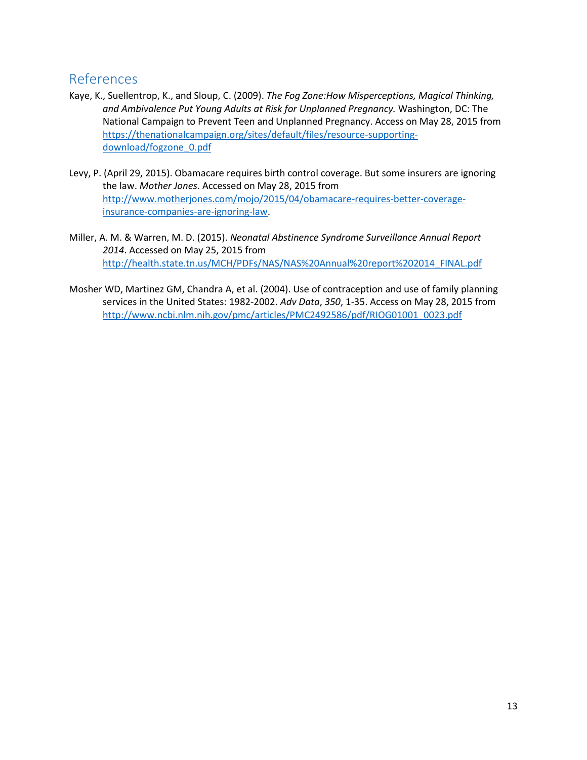## References

Kaye, K., Suellentrop, K., and Sloup, C. (2009). *The Fog Zone:How Misperceptions, Magical Thinking, and Ambivalence Put Young Adults at Risk for Unplanned Pregnancy.* Washington, DC: The National Campaign to Prevent Teen and Unplanned Pregnancy. Access on May 28, 2015 from https://thenationalcampaign.org/sites/default/files/resource-supporting-download/fogzone_0.pdf

Levy, P. (April 29, 2015). Obamacare requires birth control coverage. But some insurers are ignoring the law. *Mother Jones*. Accessed on May 28, 2015 from http://www.motherjones.com/mojo/2015/04/obamacare-requires-better-coverage-insurance-companies-are-ignoring-law.

Miller, A. M. & Warren, M. D. (2015). *Neonatal Abstinence Syndrome Surveillance Annual Report 2014*. Accessed on May 25, 2015 from http://health.state.tn.us/MCH/PDFs/NAS/NAS%20Annual%20report%202014_FINAL.pdf

Mosher WD, Martinez GM, Chandra A, et al. (2004). Use of contraception and use of family planning services in the United States: 1982-2002. *Adv Data*, *350*, 1-35. Access on May 28, 2015 from http://www.ncbi.nlm.nih.gov/pmc/articles/PMC2492586/pdf/RIOG01001_0023.pdf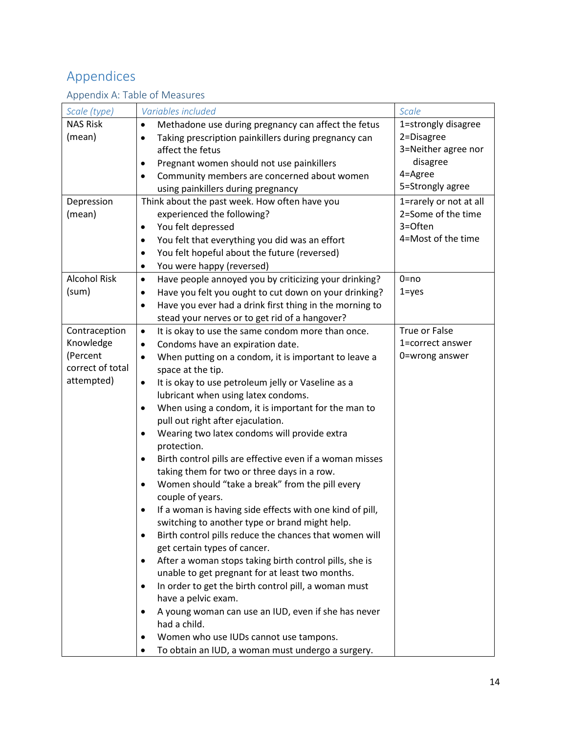# Appendices

## Appendix A: Table of Measures

| Scale (type) | Variables included | Scale |
|---|---|---|
| NAS Risk (mean) | • Methadone use during pregnancy can affect the fetus<br>• Taking prescription painkillers during pregnancy can affect the fetus<br>• Pregnant women should not use painkillers<br>• Community members are concerned about women using painkillers during pregnancy | 1=strongly disagree<br>2=Disagree<br>3=Neither agree nor disagree<br>4=Agree<br>5=Strongly agree |
| Depression (mean) | Think about the past week. How often have you experienced the following?<br>• You felt depressed<br>• You felt that everything you did was an effort<br>• You felt hopeful about the future (reversed)<br>• You were happy (reversed) | 1=rarely or not at all<br>2=Some of the time<br>3=Often<br>4=Most of the time |
| Alcohol Risk (sum) | • Have people annoyed you by criticizing your drinking?<br>• Have you felt you ought to cut down on your drinking?<br>• Have you ever had a drink first thing in the morning to stead your nerves or to get rid of a hangover? | 0=no<br>1=yes |
| Contraception Knowledge (Percent correct of total attempted) | • It is okay to use the same condom more than once.<br>• Condoms have an expiration date.<br>• When putting on a condom, it is important to leave a space at the tip.<br>• It is okay to use petroleum jelly or Vaseline as a lubricant when using latex condoms.<br>• When using a condom, it is important for the man to pull out right after ejaculation.<br>• Wearing two latex condoms will provide extra protection.<br>• Birth control pills are effective even if a woman misses taking them for two or three days in a row.<br>• Women should "take a break" from the pill every couple of years.<br>• If a woman is having side effects with one kind of pill, switching to another type or brand might help.<br>• Birth control pills reduce the chances that women will get certain types of cancer.<br>• After a woman stops taking birth control pills, she is unable to get pregnant for at least two months.<br>• In order to get the birth control pill, a woman must have a pelvic exam.<br>• A young woman can use an IUD, even if she has never had a child.<br>• Women who use IUDs cannot use tampons.<br>• To obtain an IUD, a woman must undergo a surgery. | True or False<br>1=correct answer<br>0=wrong answer |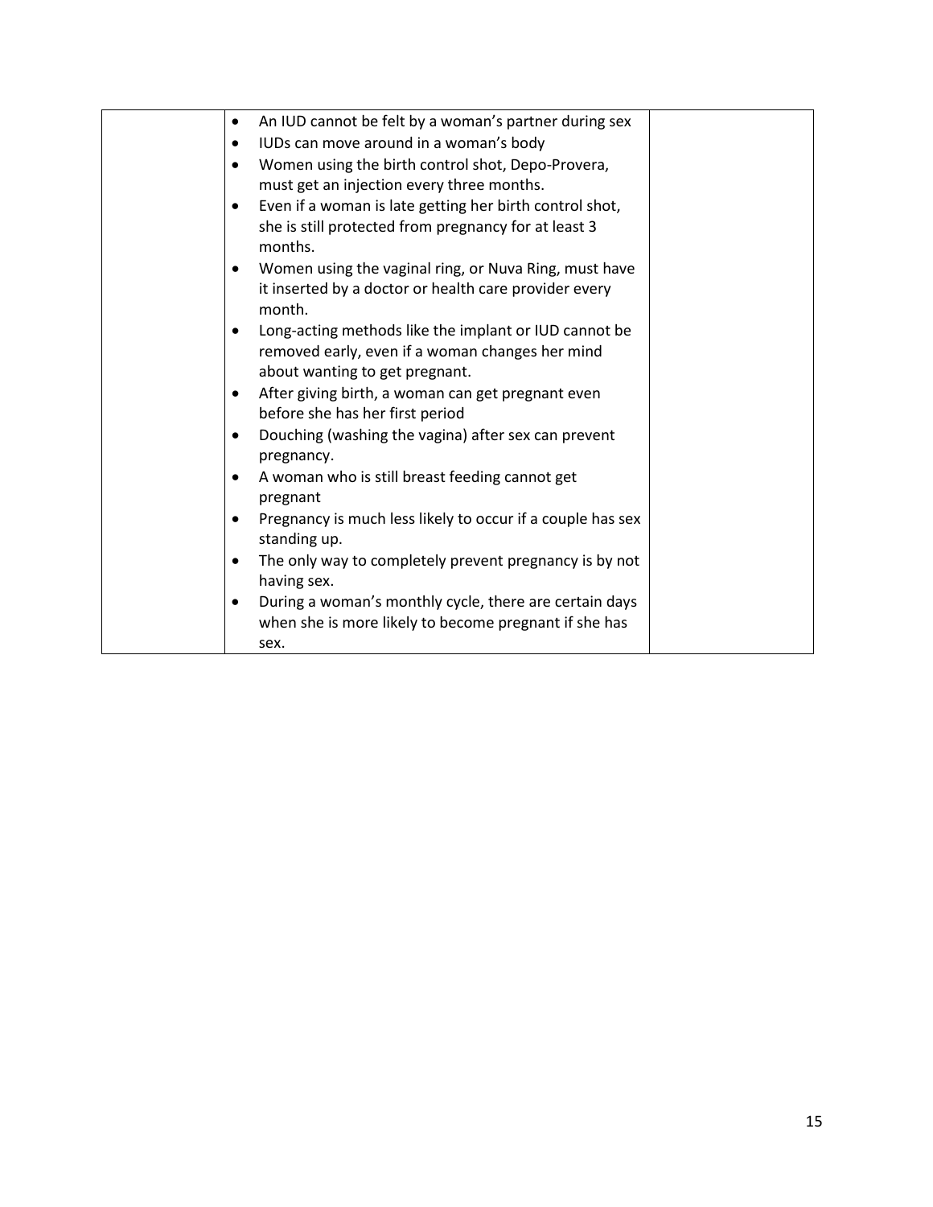|  | <ul><li>An IUD cannot be felt by a woman's partner during sex</li><li>IUDs can move around in a woman's body</li><li>Women using the birth control shot, Depo-Provera, must get an injection every three months.</li><li>Even if a woman is late getting her birth control shot, she is still protected from pregnancy for at least 3 months.</li><li>Women using the vaginal ring, or Nuva Ring, must have it inserted by a doctor or health care provider every month.</li><li>Long-acting methods like the implant or IUD cannot be removed early, even if a woman changes her mind about wanting to get pregnant.</li><li>After giving birth, a woman can get pregnant even before she has her first period</li><li>Douching (washing the vagina) after sex can prevent pregnancy.</li><li>A woman who is still breast feeding cannot get pregnant</li><li>Pregnancy is much less likely to occur if a couple has sex standing up.</li><li>The only way to completely prevent pregnancy is by not having sex.</li><li>During a woman's monthly cycle, there are certain days when she is more likely to become pregnant if she has sex.</li></ul> |  |
|---|---|---|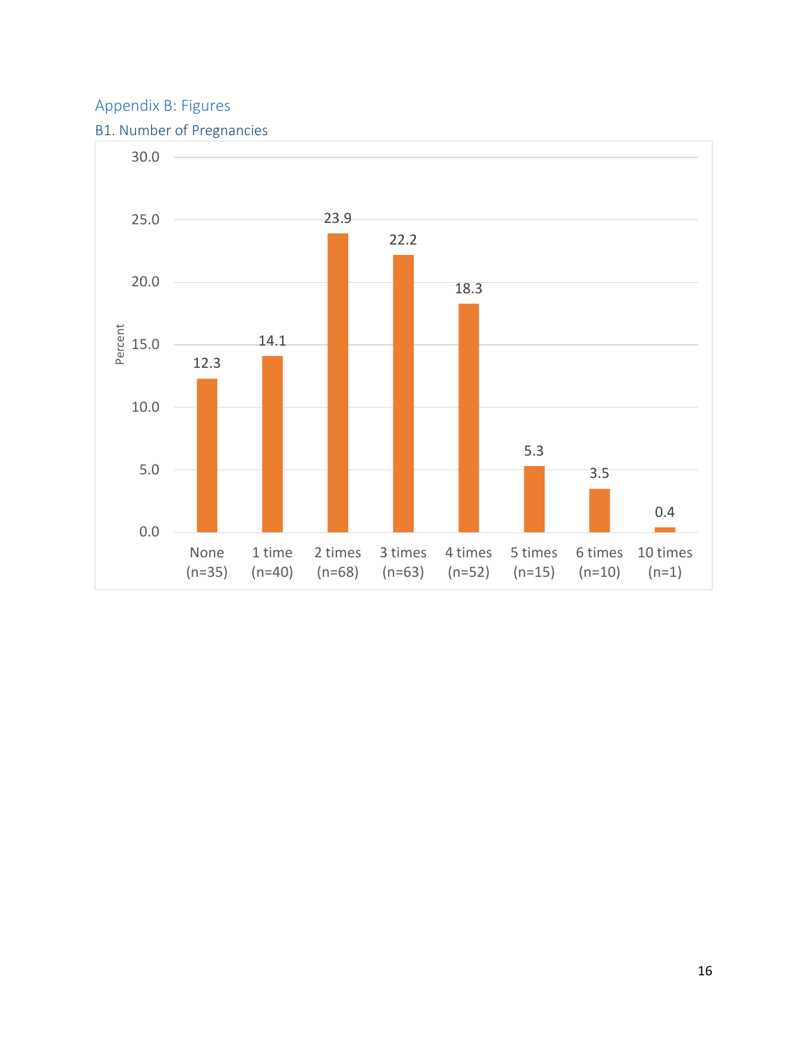## Appendix B: Figures

### B1. Number of Pregnancies

| Number of Pregnancies | Percent |
|---|---|
| None (n=35) | 12.3 |
| 1 time (n=40) | 14.1 |
| 2 times (n=68) | 23.9 |
| 3 times (n=63) | 22.2 |
| 4 times (n=52) | 18.3 |
| 5 times (n=15) | 5.3 |
| 6 times (n=10) | 3.5 |
| 10 times (n=1) | 0.4 |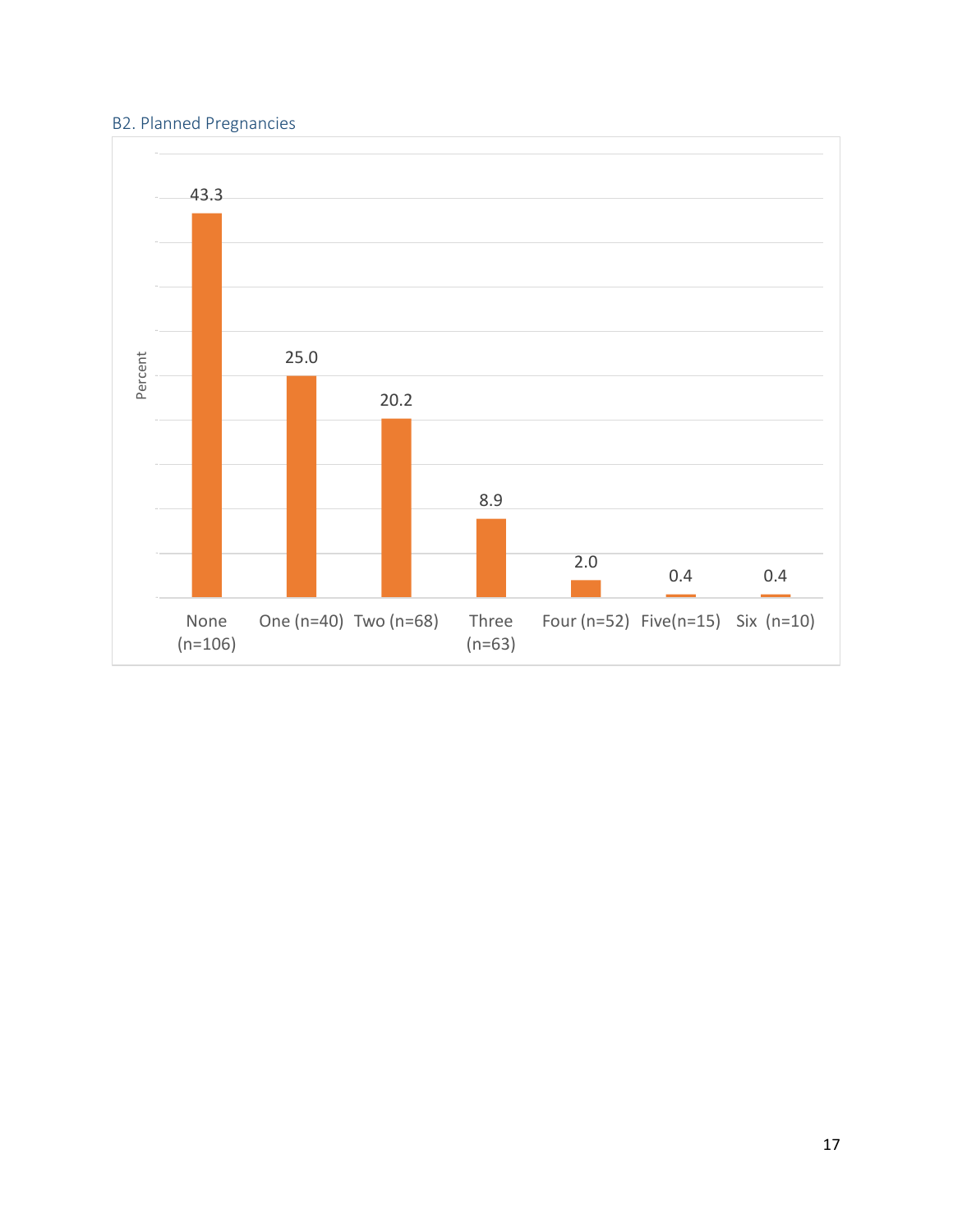### B2. Planned Pregnancies

| Category | Percent |
|---|---|
| None (n=106) | 43.3 |
| One (n=40) | 25.0 |
| Two (n=68) | 20.2 |
| Three (n=63) | 8.9 |
| Four (n=52) | 2.0 |
| Five(n=15) | 0.4 |
| Six (n=10) | 0.4 |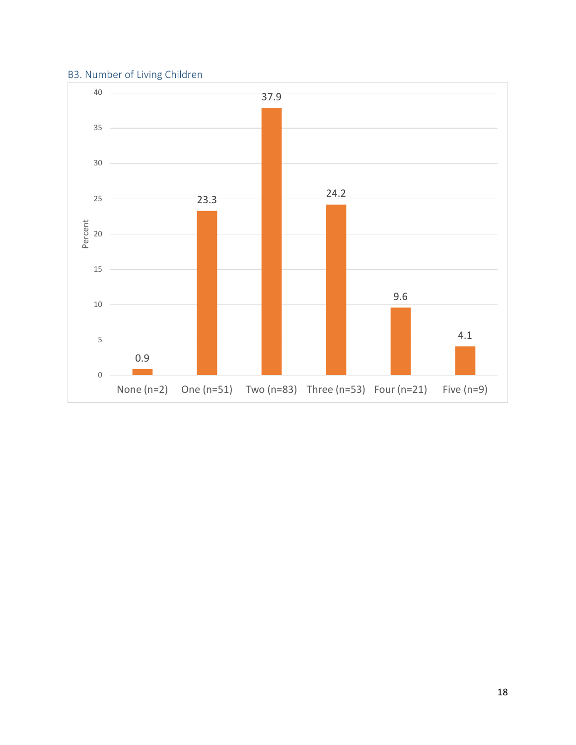### B3. Number of Living Children

| Number of Living Children | Percent |
| --- | --- |
| None (n=2) | 0.9 |
| One (n=51) | 23.3 |
| Two (n=83) | 37.9 |
| Three (n=53) | 24.2 |
| Four (n=21) | 9.6 |
| Five (n=9) | 4.1 |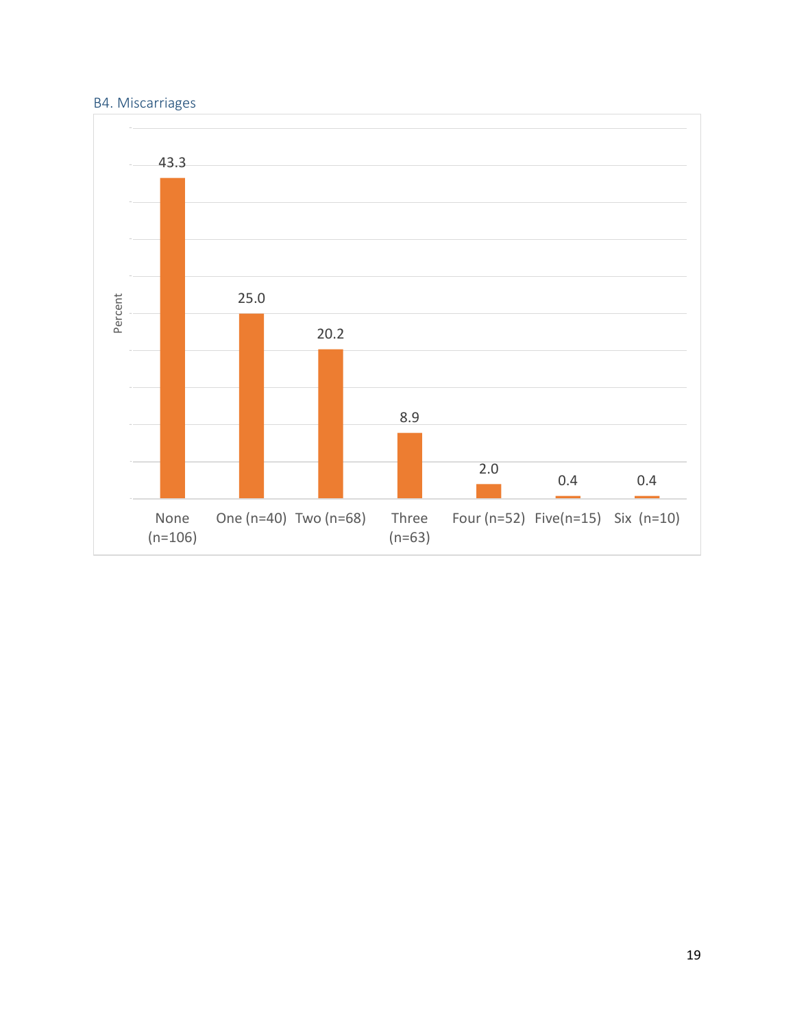### B4. Miscarriages

| Miscarriages | Percent |
|---|---|
| None (n=106) | 43.3 |
| One (n=40) | 25.0 |
| Two (n=68) | 20.2 |
| Three (n=63) | 8.9 |
| Four (n=52) | 2.0 |
| Five(n=15) | 0.4 |
| Six (n=10) | 0.4 |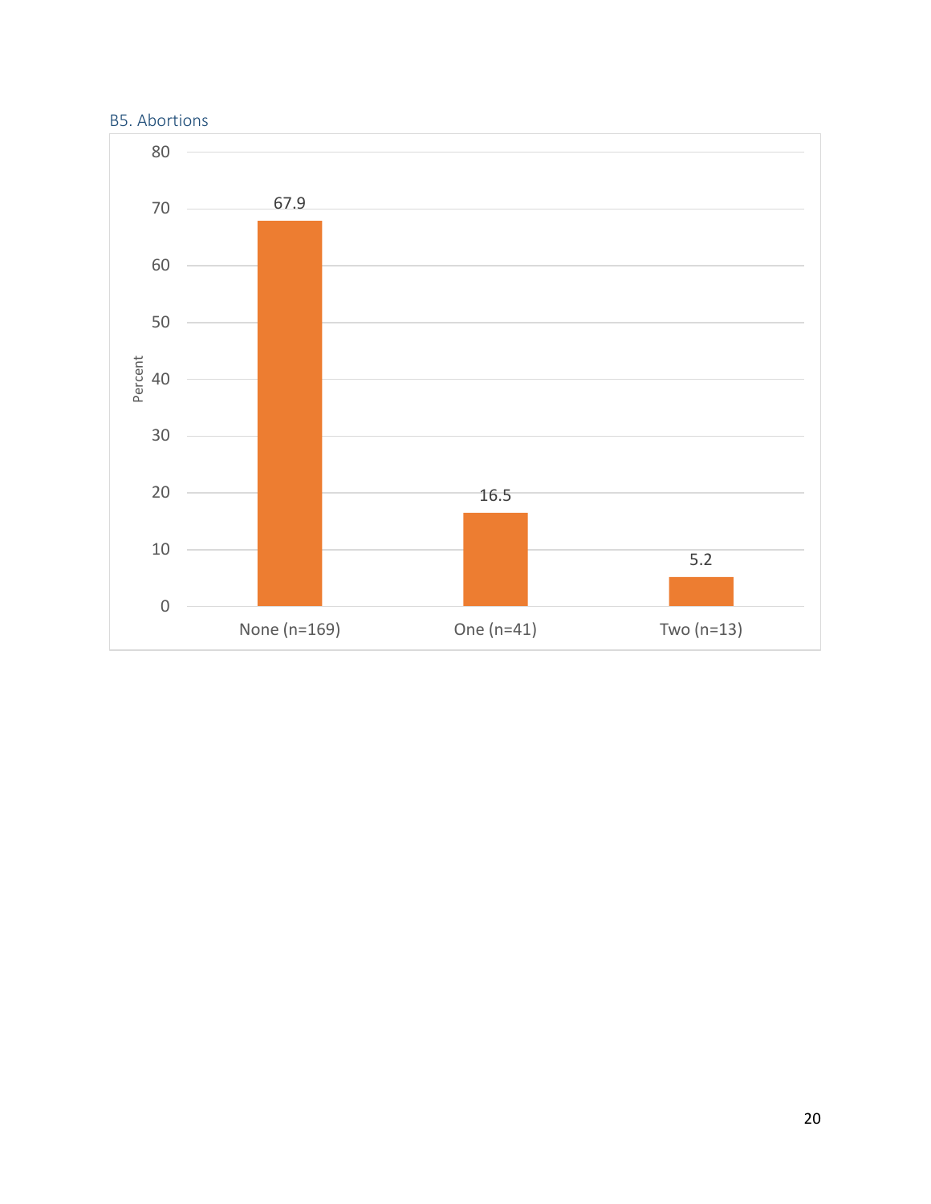### B5. Abortions

| Abortions | Percent |
|---|---|
| None (n=169) | 67.9 |
| One (n=41) | 16.5 |
| Two (n=13) | 5.2 |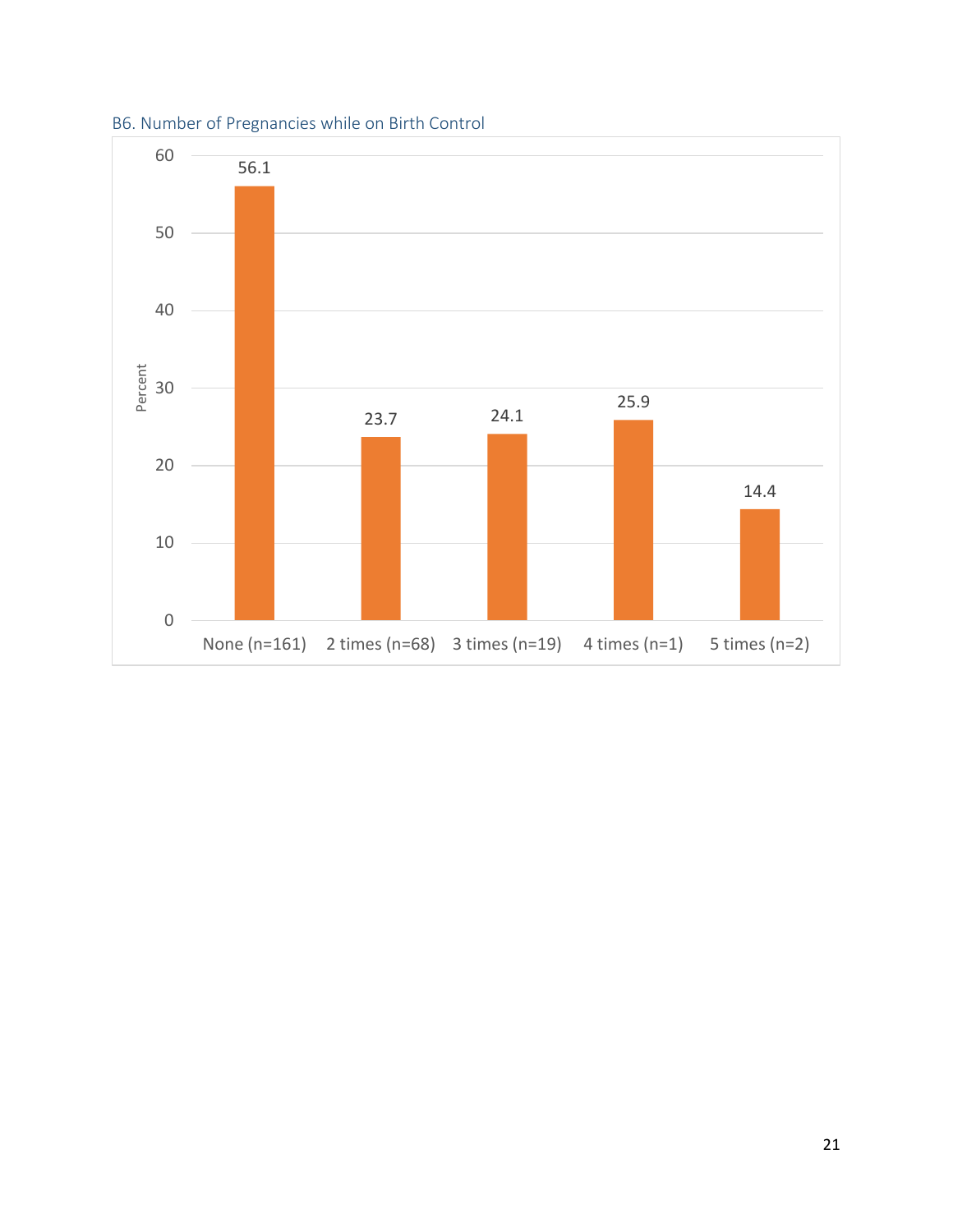B6. Number of Pregnancies while on Birth Control

| Number of Pregnancies | Percent |
|---|---|
| None (n=161) | 56.1 |
| 2 times (n=68) | 23.7 |
| 3 times (n=19) | 24.1 |
| 4 times (n=1) | 25.9 |
| 5 times (n=2) | 14.4 |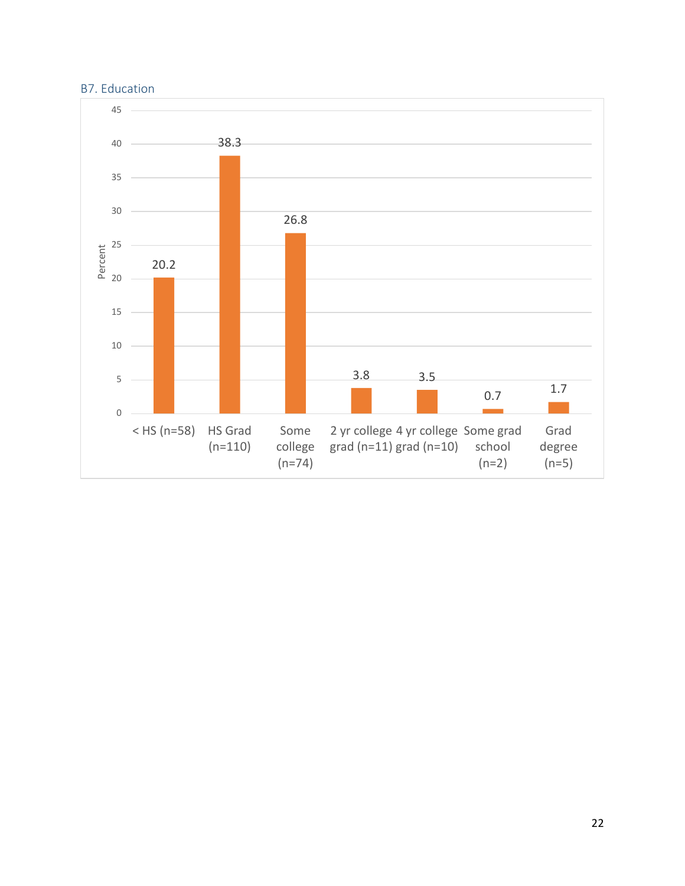### B7. Education

| Education | Percent |
|---|---|
| < HS (n=58) | 20.2 |
| HS Grad (n=110) | 38.3 |
| Some college (n=74) | 26.8 |
| 2 yr college grad (n=11) | 3.8 |
| 4 yr college grad (n=10) | 3.5 |
| Some grad school (n=2) | 0.7 |
| Grad degree (n=5) | 1.7 |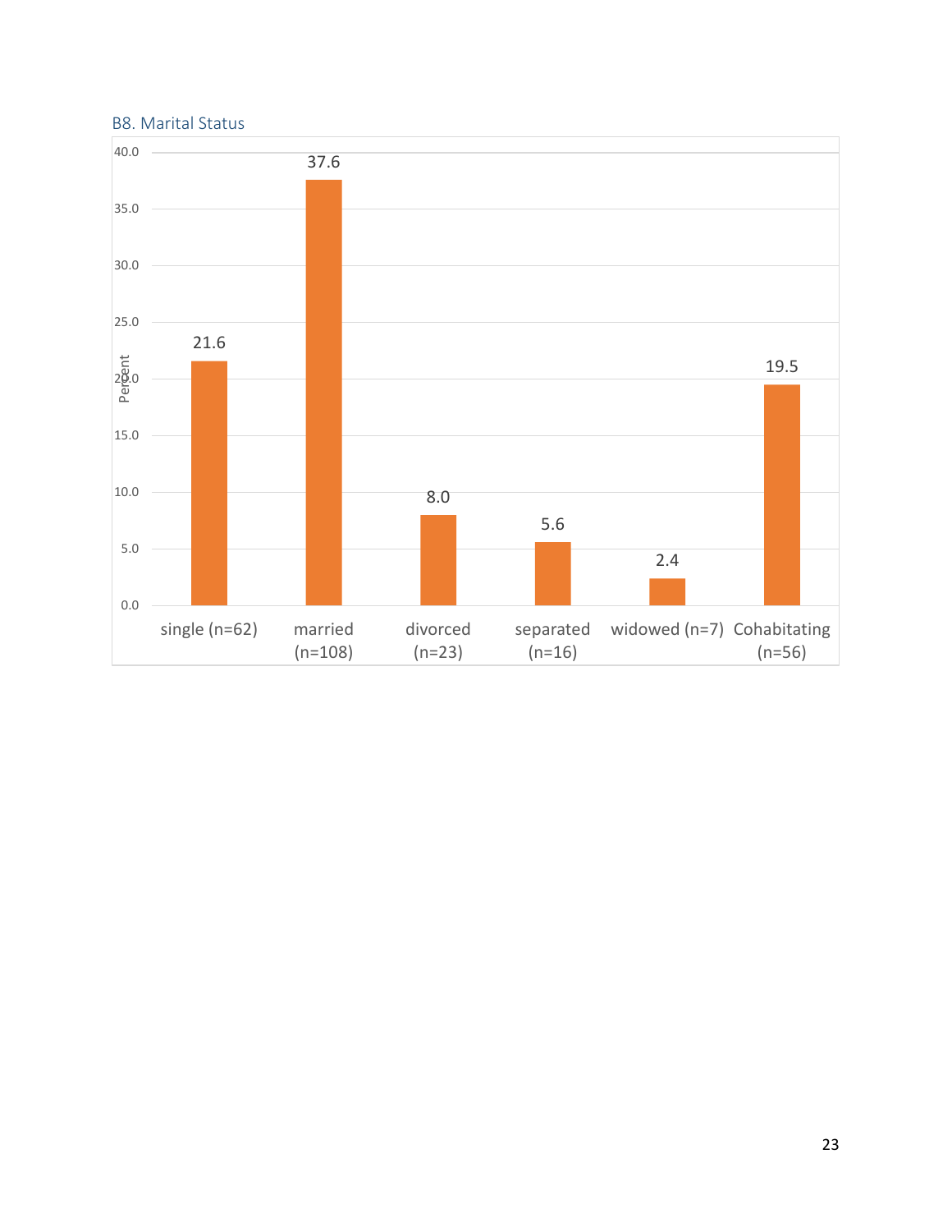B8. Marital Status

| Marital Status | Percent |
| --- | --- |
| single (n=62) | 21.6 |
| married (n=108) | 37.6 |
| divorced (n=23) | 8.0 |
| separated (n=16) | 5.6 |
| widowed (n=7) | 2.4 |
| Cohabitating (n=56) | 19.5 |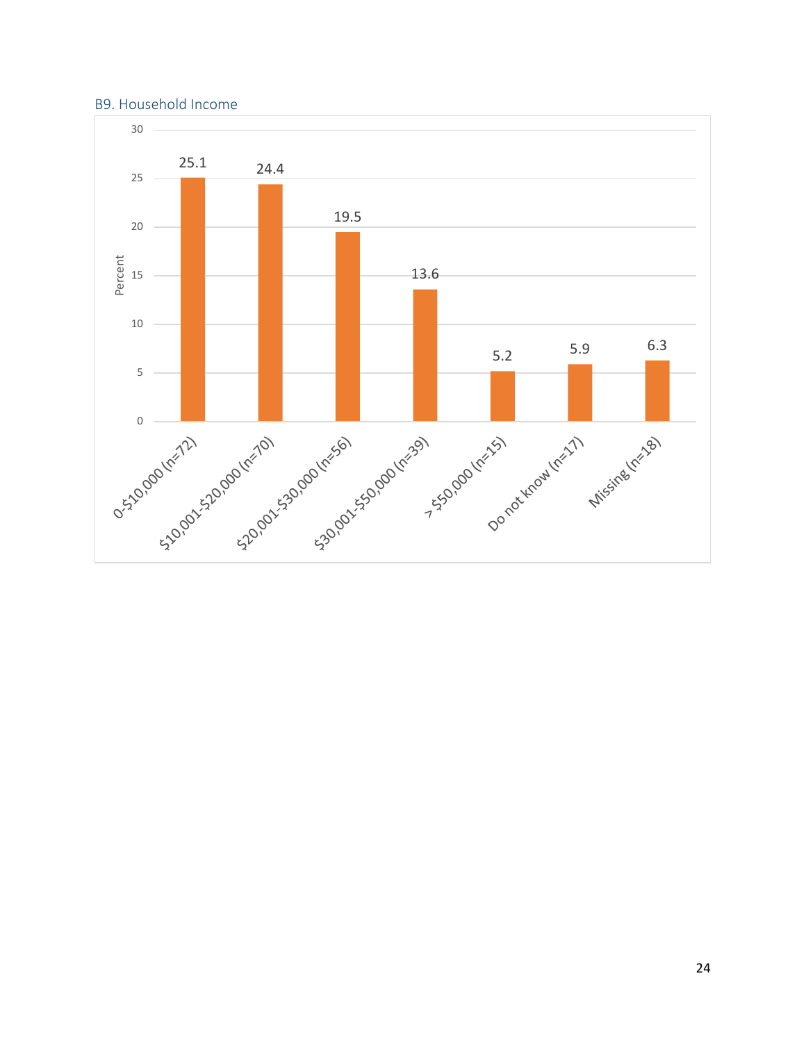### B9. Household Income

| Household Income | Percent |
|---|---|
| 0-$10,000 (n=72) | 25.1 |
| $10,001-$20,000 (n=70) | 24.4 |
| $20,001-$30,000 (n=56) | 19.5 |
| $30,001-$50,000 (n=39) | 13.6 |
| > $50,000 (n=15) | 5.2 |
| Do not know (n=17) | 5.9 |
| Missing (n=18) | 6.3 |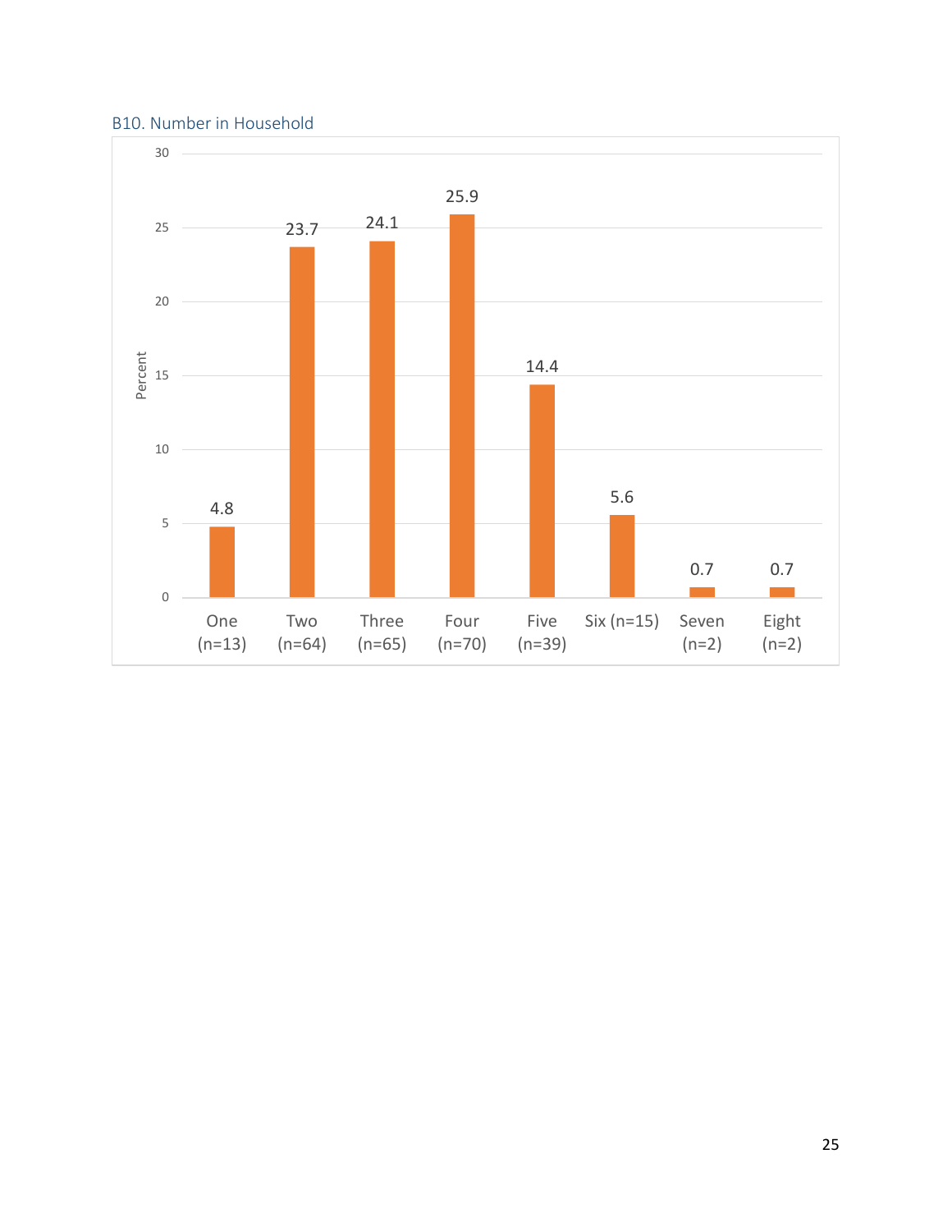B10. Number in Household

| Number in Household | Percent |
|---|---|
| One (n=13) | 4.8 |
| Two (n=64) | 23.7 |
| Three (n=65) | 24.1 |
| Four (n=70) | 25.9 |
| Five (n=39) | 14.4 |
| Six (n=15) | 5.6 |
| Seven (n=2) | 0.7 |
| Eight (n=2) | 0.7 |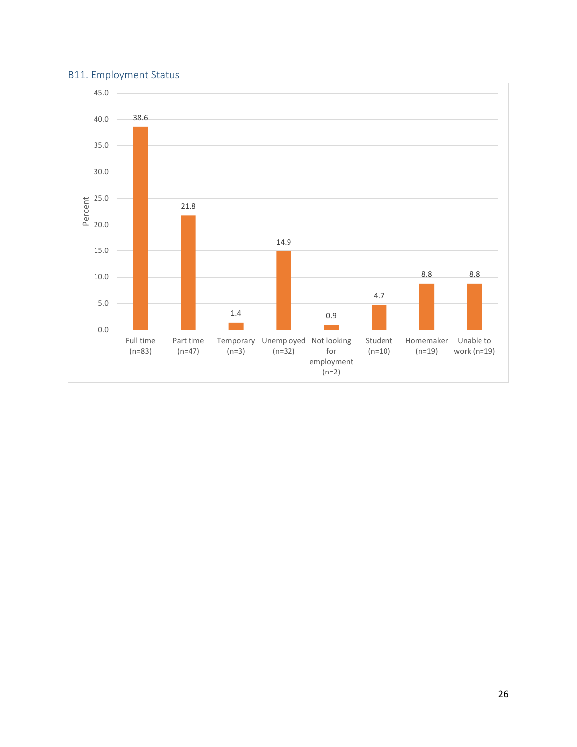### B11. Employment Status

| Employment Status | Percent |
|---|---|
| Full time (n=83) | 38.6 |
| Part time (n=47) | 21.8 |
| Temporary (n=3) | 1.4 |
| Unemployed (n=32) | 14.9 |
| Not looking for employment (n=2) | 0.9 |
| Student (n=10) | 4.7 |
| Homemaker (n=19) | 8.8 |
| Unable to work (n=19) | 8.8 |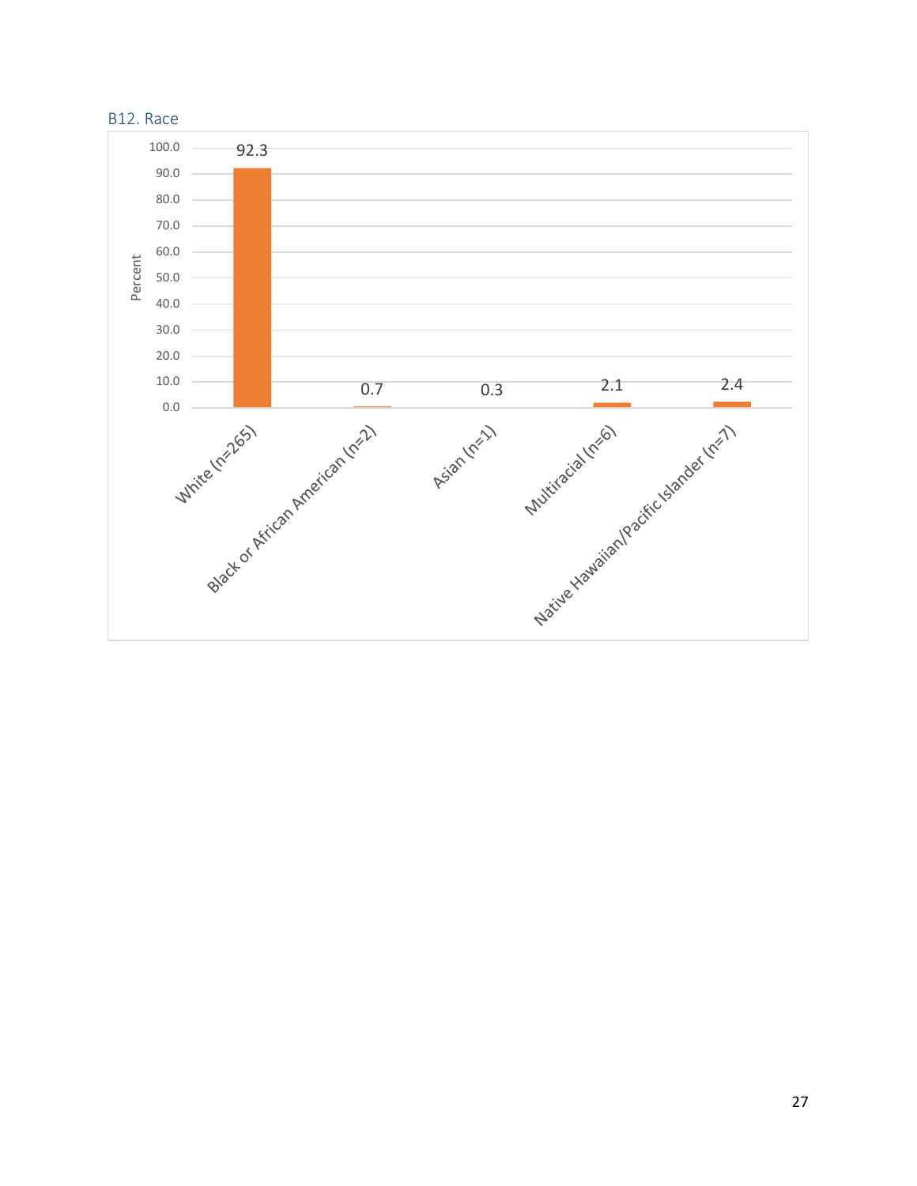### B12. Race

| Race | Percent |
|---|---|
| White (n=265) | 92.3 |
| Black or African American (n=2) | 0.7 |
| Asian (n=1) | 0.3 |
| Multiracial (n=6) | 2.1 |
| Native Hawaiian/Pacific Islander (n=7) | 2.4 |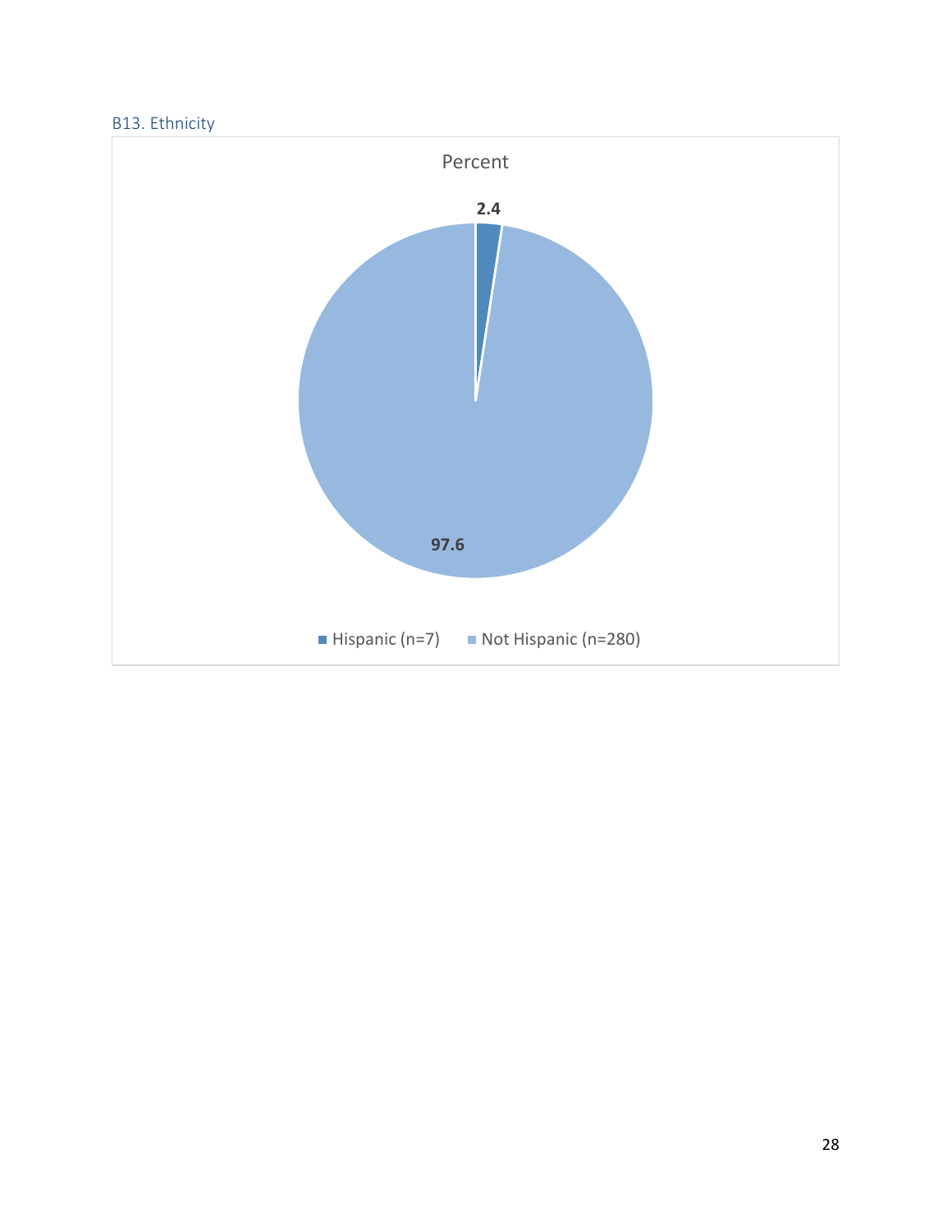### B13. Ethnicity

Percent

| Ethnicity | Percent |
|---|---|
| Hispanic (n=7) | 2.4 |
| Not Hispanic (n=280) | 97.6 |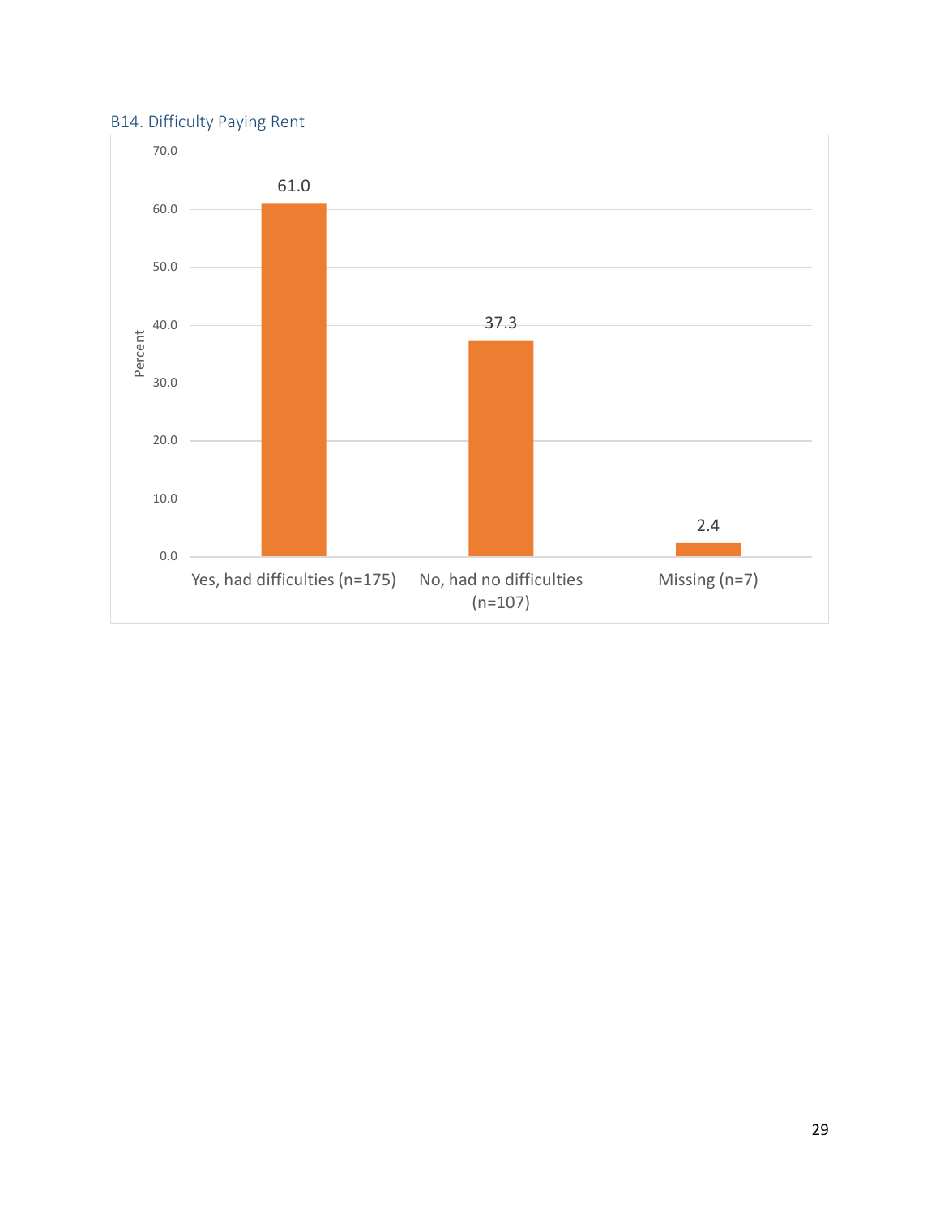### B14. Difficulty Paying Rent

| Response | Percent |
|---|---|
| Yes, had difficulties (n=175) | 61.0 |
| No, had no difficulties (n=107) | 37.3 |
| Missing (n=7) | 2.4 |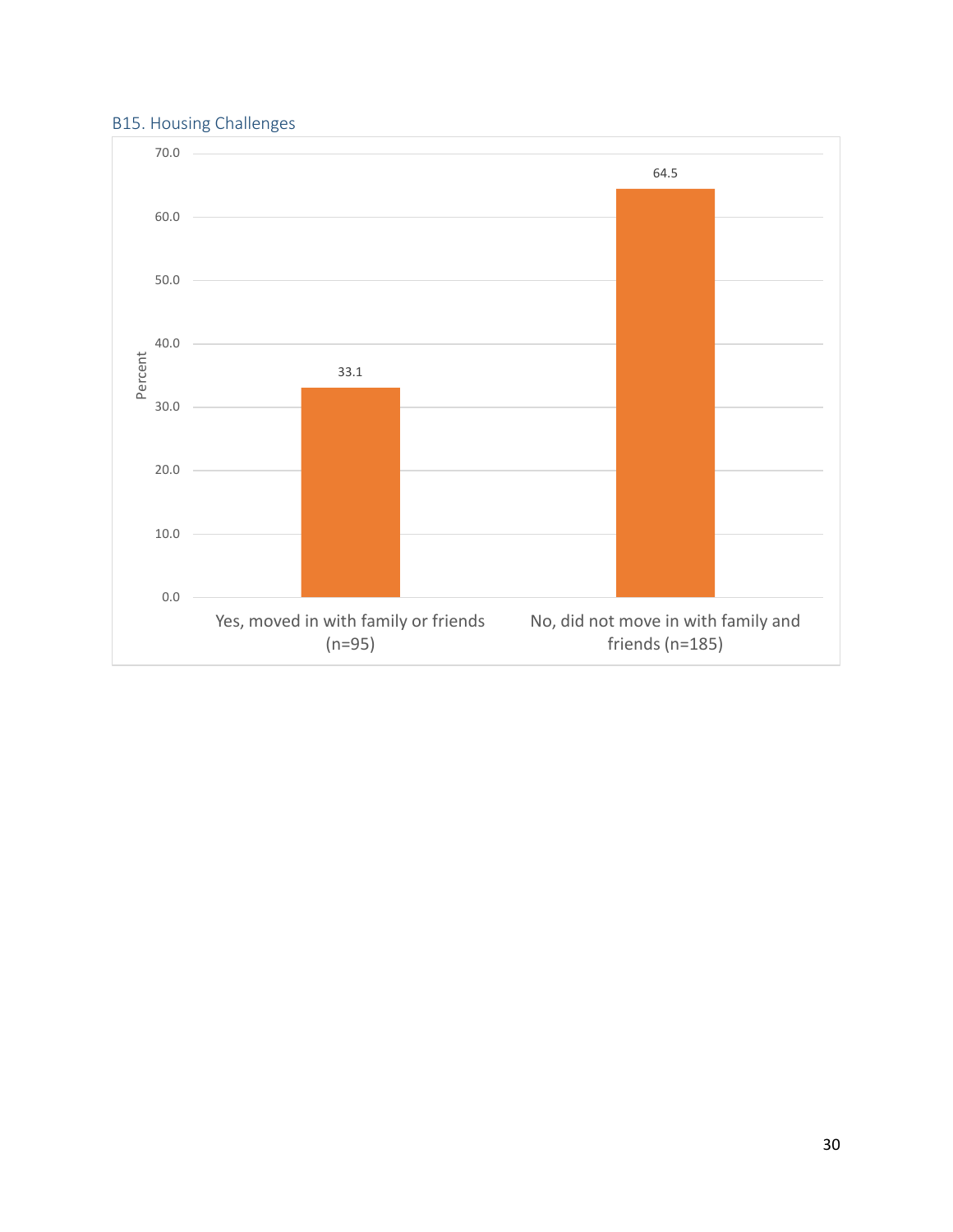### B15. Housing Challenges

| | Percent |
|---|---|
| Yes, moved in with family or friends (n=95) | 33.1 |
| No, did not move in with family and friends (n=185) | 64.5 |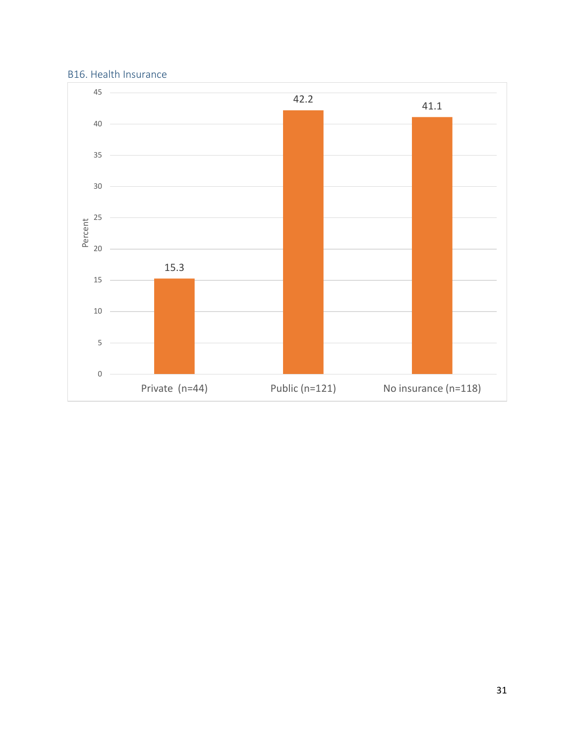B16. Health Insurance

| | Percent |
|---|---|
| Private (n=44) | 15.3 |
| Public (n=121) | 42.2 |
| No insurance (n=118) | 41.1 |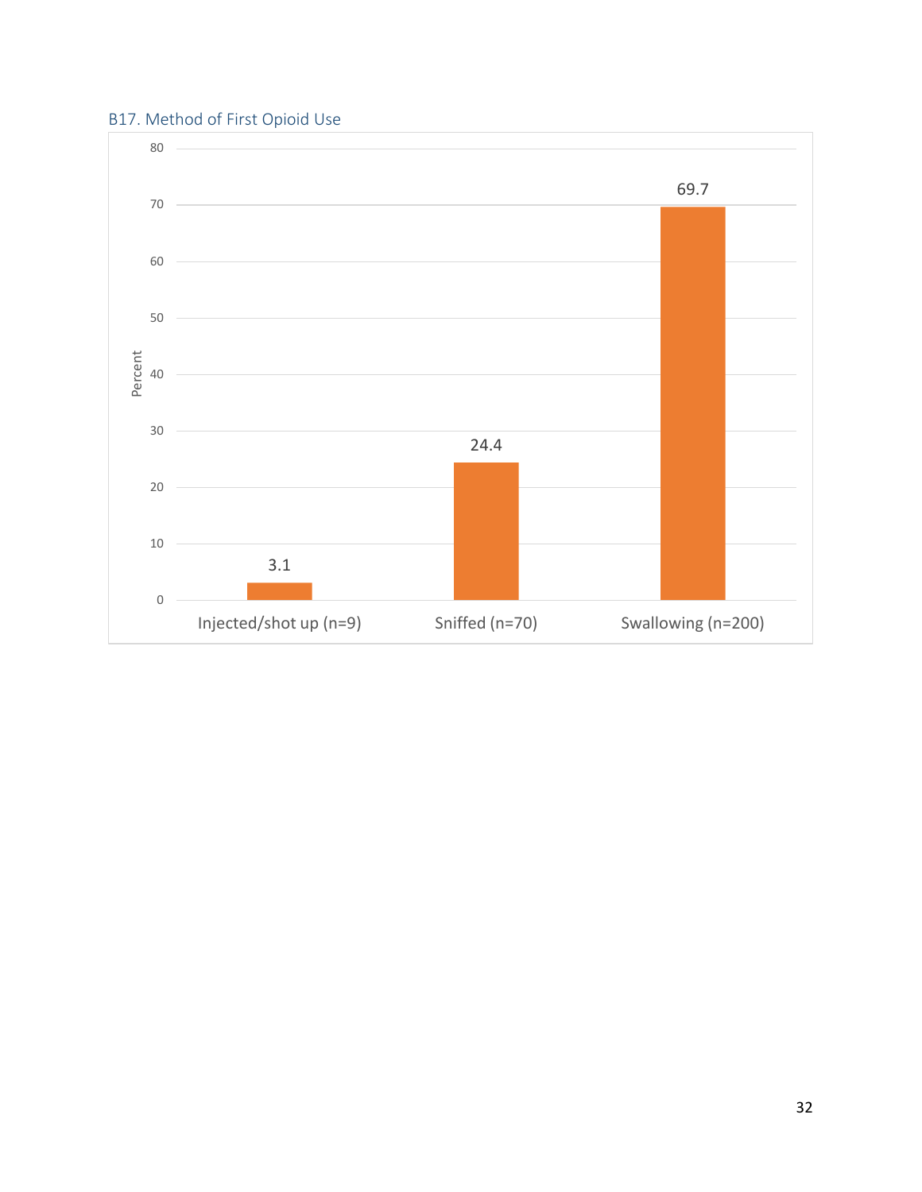B17. Method of First Opioid Use

| Method | Percent |
| --- | --- |
| Injected/shot up (n=9) | 3.1 |
| Sniffed (n=70) | 24.4 |
| Swallowing (n=200) | 69.7 |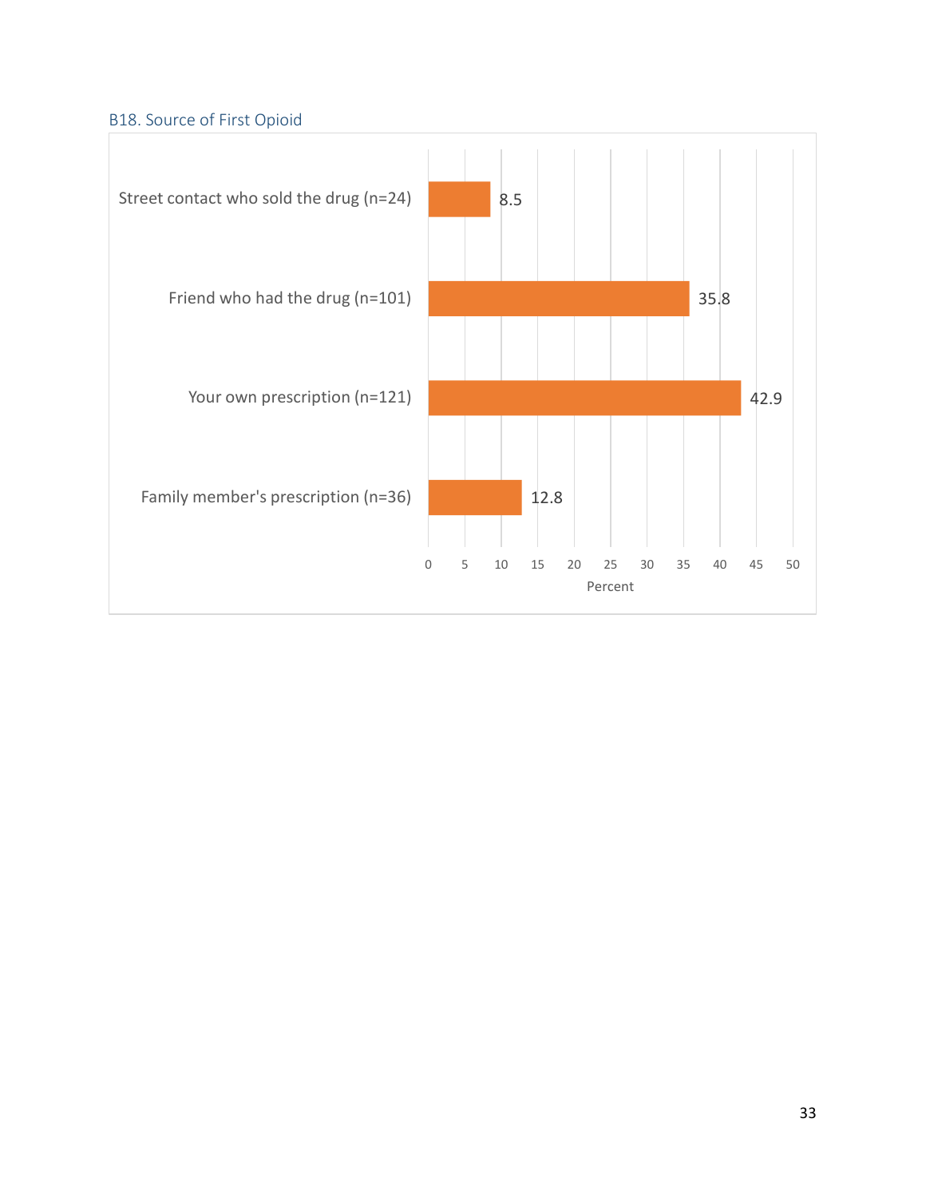### B18. Source of First Opioid

| Source | Percent |
| --- | --- |
| Street contact who sold the drug (n=24) | 8.5 |
| Friend who had the drug (n=101) | 35.8 |
| Your own prescription (n=121) | 42.9 |
| Family member's prescription (n=36) | 12.8 |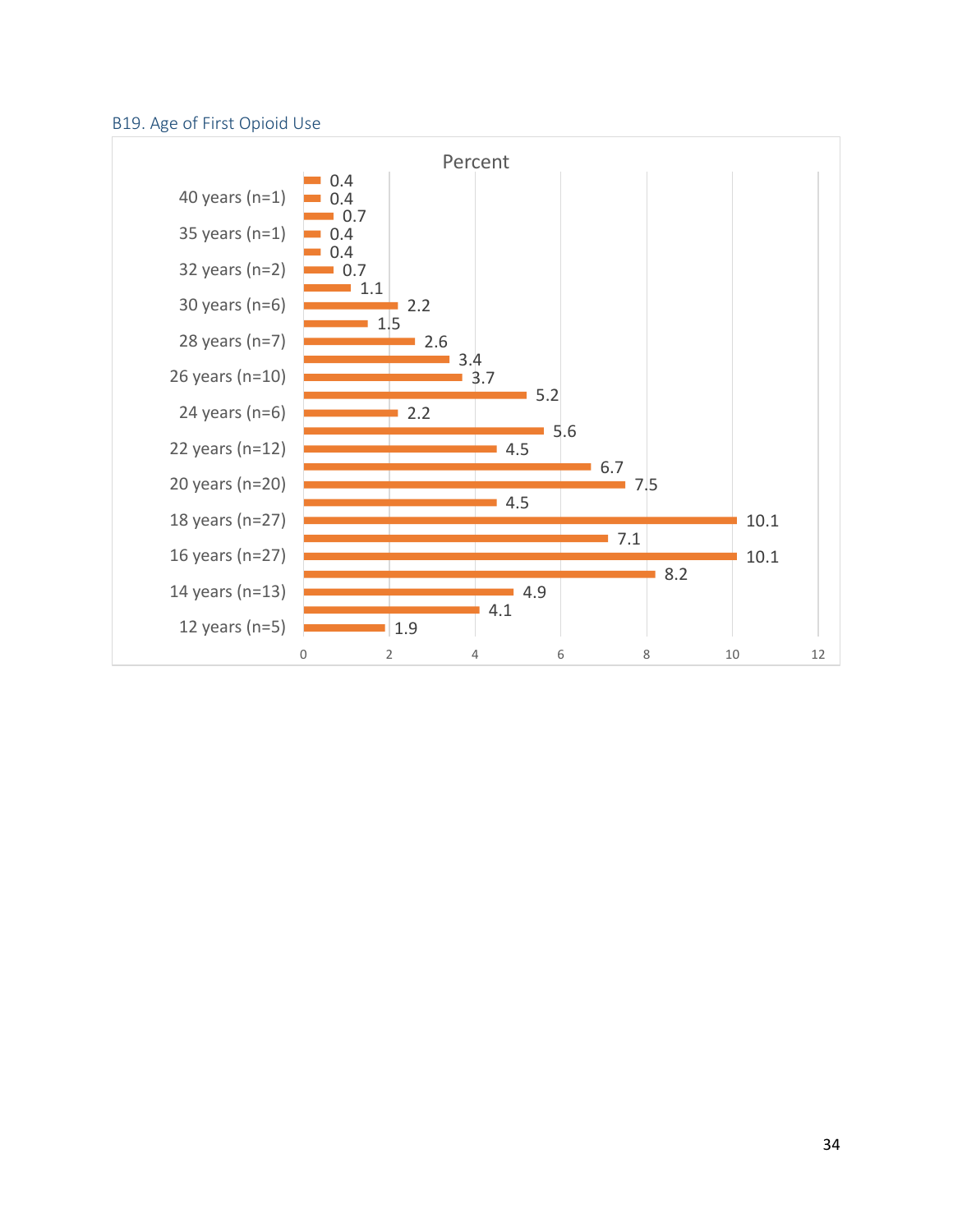### B19. Age of First Opioid Use

Percent

| Age | Percent |
|---|---|
| | 0.4 |
| 40 years (n=1) | 0.4 |
| | 0.7 |
| 35 years (n=1) | 0.4 |
| | 0.4 |
| 32 years (n=2) | 0.7 |
| | 1.1 |
| 30 years (n=6) | 2.2 |
| | 1.5 |
| 28 years (n=7) | 2.6 |
| | 3.4 |
| 26 years (n=10) | 3.7 |
| | 5.2 |
| 24 years (n=6) | 2.2 |
| | 5.6 |
| 22 years (n=12) | 4.5 |
| | 6.7 |
| 20 years (n=20) | 7.5 |
| | 4.5 |
| 18 years (n=27) | 10.1 |
| | 7.1 |
| 16 years (n=27) | 10.1 |
| | 8.2 |
| 14 years (n=13) | 4.9 |
| | 4.1 |
| 12 years (n=5) | 1.9 |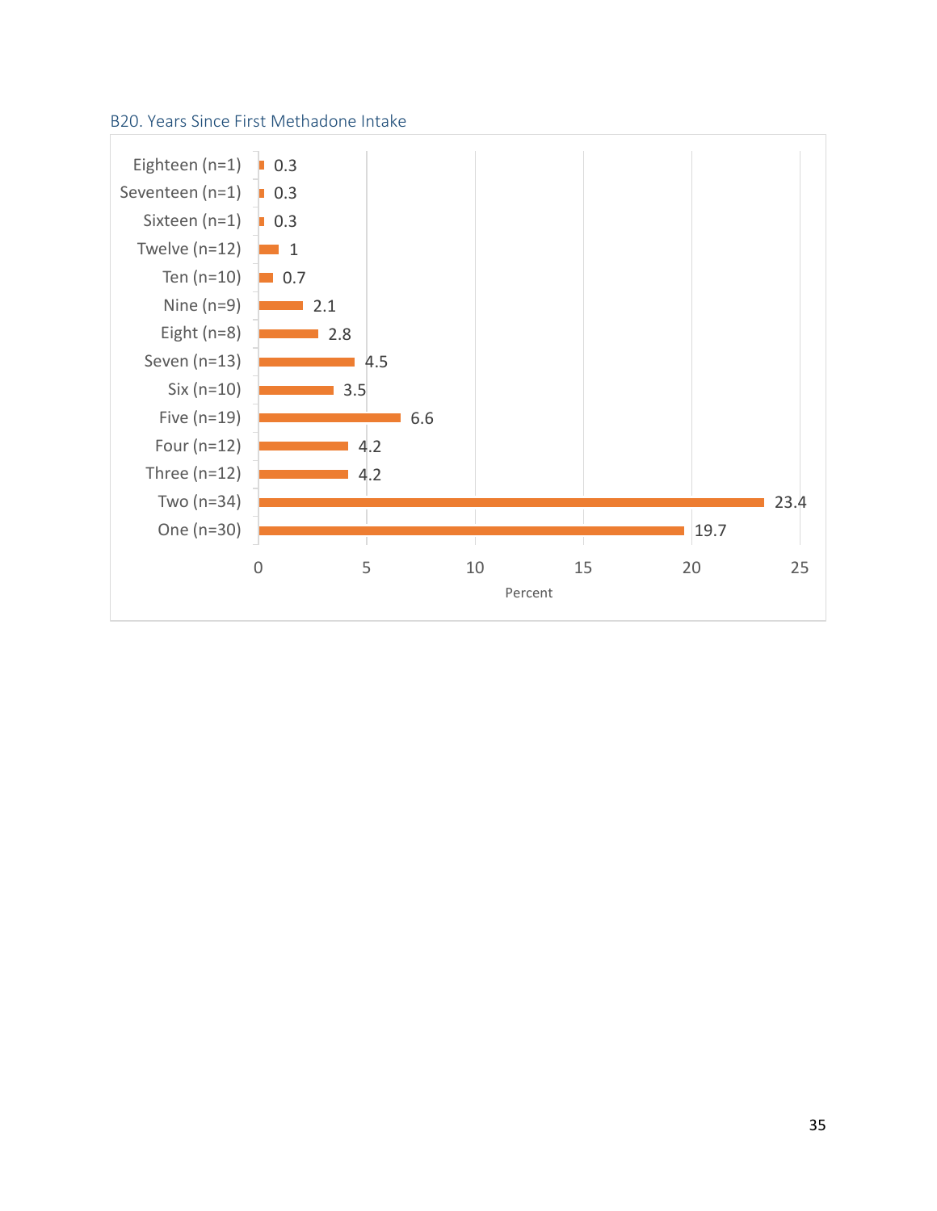### B20. Years Since First Methadone Intake

| Years | Percent |
| --- | --- |
| Eighteen (n=1) | 0.3 |
| Seventeen (n=1) | 0.3 |
| Sixteen (n=1) | 0.3 |
| Twelve (n=12) | 1 |
| Ten (n=10) | 0.7 |
| Nine (n=9) | 2.1 |
| Eight (n=8) | 2.8 |
| Seven (n=13) | 4.5 |
| Six (n=10) | 3.5 |
| Five (n=19) | 6.6 |
| Four (n=12) | 4.2 |
| Three (n=12) | 4.2 |
| Two (n=34) | 23.4 |
| One (n=30) | 19.7 |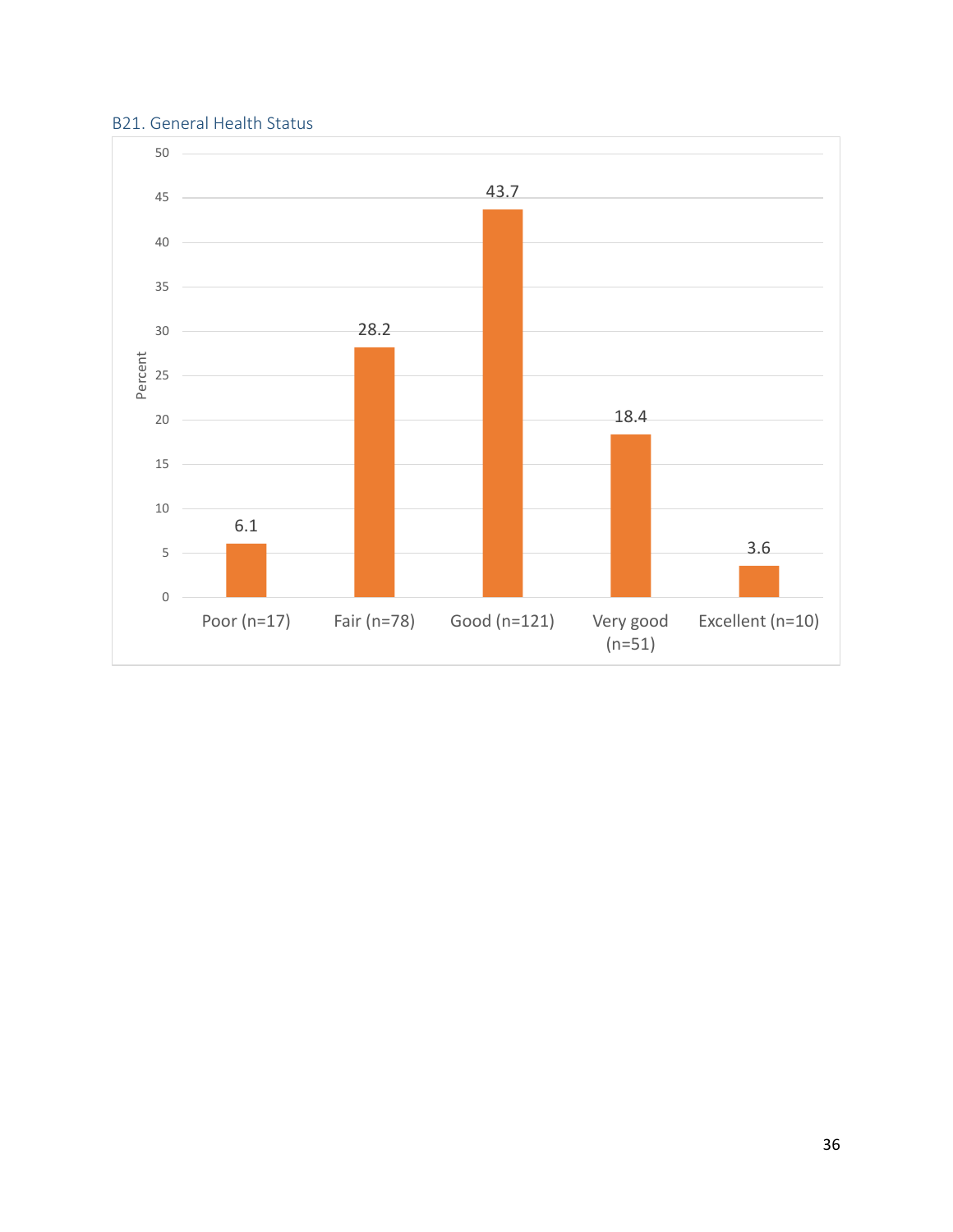B21. General Health Status

Percent

50
45
40
35
30
25
20
15
10
5
0

6.1
28.2
43.7
18.4
3.6

Poor (n=17)
Fair (n=78)
Good (n=121)
Very good (n=51)
Excellent (n=10)